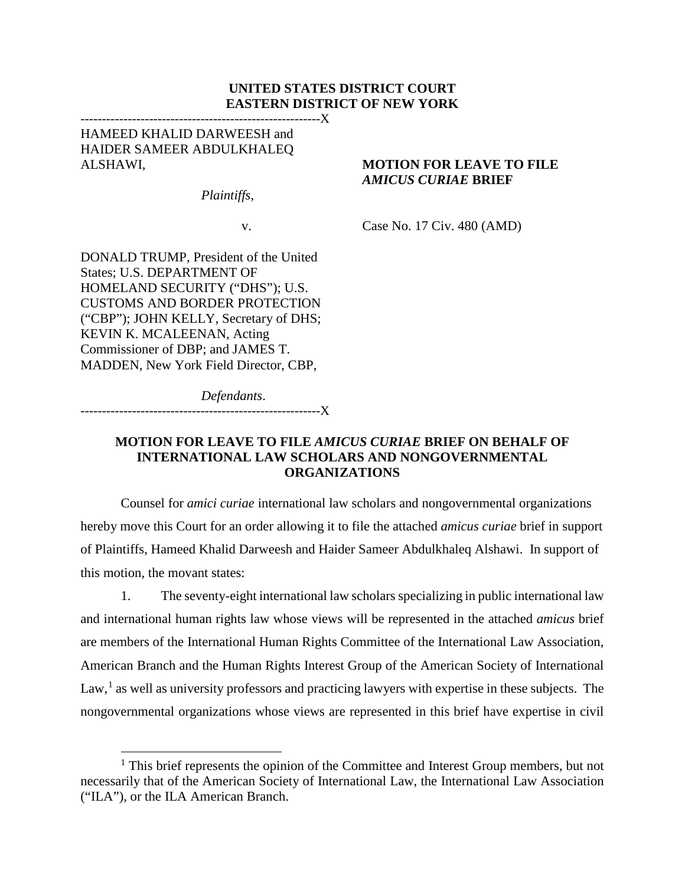**UNITED STATES DISTRICT COURT**
**EASTERN DISTRICT OF NEW YORK**

---------------------------------------------------------X

HAMEED KHALID DARWEESH and HAIDER SAMEER ABDULKHALEQ ALSHAWI,

*Plaintiffs*,

v.

DONALD TRUMP, President of the United States; U.S. DEPARTMENT OF HOMELAND SECURITY ("DHS"); U.S. CUSTOMS AND BORDER PROTECTION ("CBP"); JOHN KELLY, Secretary of DHS; KEVIN K. MCALEENAN, Acting Commissioner of DBP; and JAMES T. MADDEN, New York Field Director, CBP,

*Defendants*.

---------------------------------------------------------X

**MOTION FOR LEAVE TO FILE *AMICUS CURIAE* BRIEF**

Case No. 17 Civ. 480 (AMD)

## MOTION FOR LEAVE TO FILE *AMICUS CURIAE* BRIEF ON BEHALF OF INTERNATIONAL LAW SCHOLARS AND NONGOVERNMENTAL ORGANIZATIONS

Counsel for *amici curiae* international law scholars and nongovernmental organizations hereby move this Court for an order allowing it to file the attached *amicus curiae* brief in support of Plaintiffs, Hameed Khalid Darweesh and Haider Sameer Abdulkhaleq Alshawi. In support of this motion, the movant states:

1. The seventy-eight international law scholars specializing in public international law and international human rights law whose views will be represented in the attached *amicus* brief are members of the International Human Rights Committee of the International Law Association, American Branch and the Human Rights Interest Group of the American Society of International Law,[1] as well as university professors and practicing lawyers with expertise in these subjects. The nongovernmental organizations whose views are represented in this brief have expertise in civil

[1] This brief represents the opinion of the Committee and Interest Group members, but not necessarily that of the American Society of International Law, the International Law Association ("ILA"), or the ILA American Branch.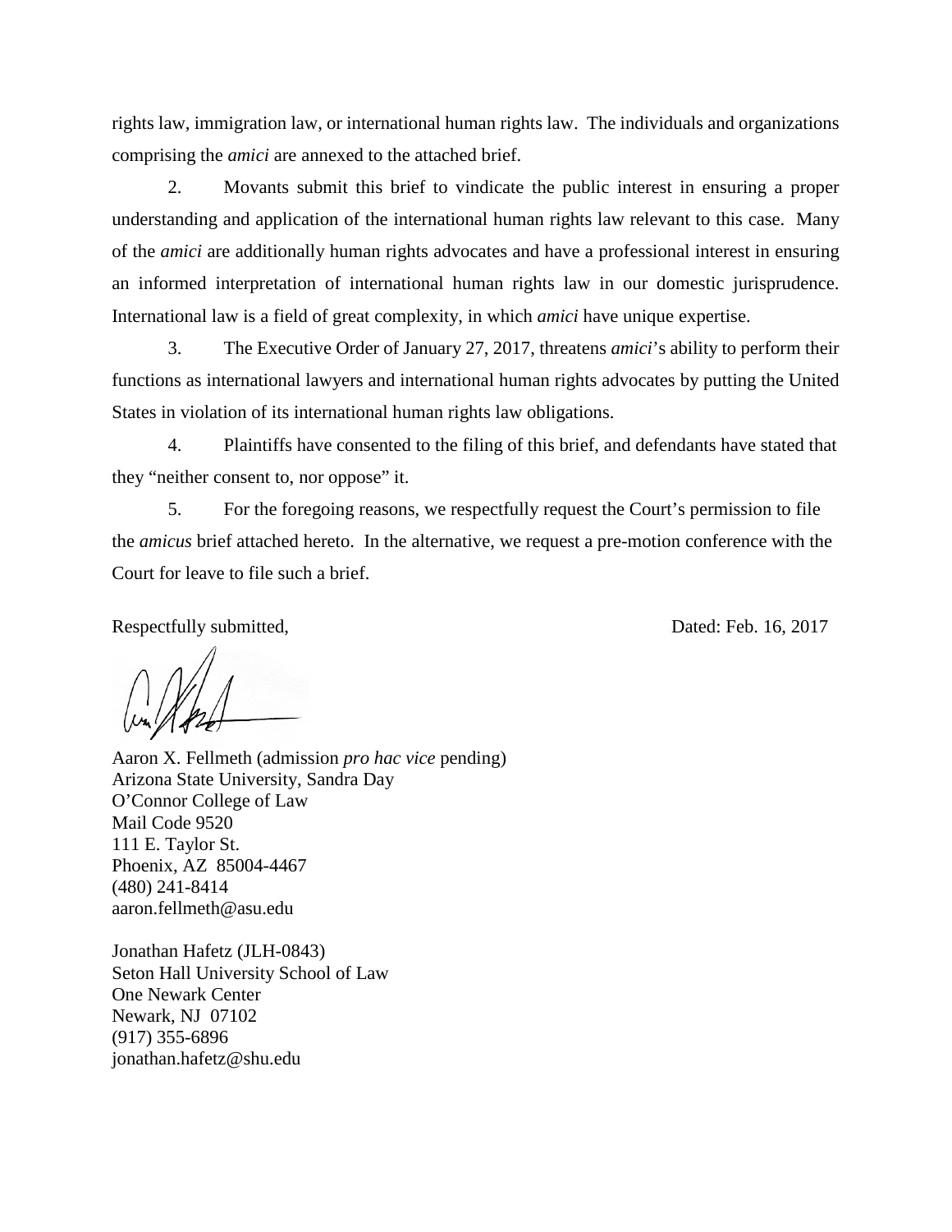rights law, immigration law, or international human rights law. The individuals and organizations comprising the *amici* are annexed to the attached brief.

2. Movants submit this brief to vindicate the public interest in ensuring a proper understanding and application of the international human rights law relevant to this case. Many of the *amici* are additionally human rights advocates and have a professional interest in ensuring an informed interpretation of international human rights law in our domestic jurisprudence. International law is a field of great complexity, in which *amici* have unique expertise.

3. The Executive Order of January 27, 2017, threatens *amici*'s ability to perform their functions as international lawyers and international human rights advocates by putting the United States in violation of its international human rights law obligations.

4. Plaintiffs have consented to the filing of this brief, and defendants have stated that they "neither consent to, nor oppose" it.

5. For the foregoing reasons, we respectfully request the Court's permission to file the *amicus* brief attached hereto. In the alternative, we request a pre-motion conference with the Court for leave to file such a brief.

Respectfully submitted,

Dated: Feb. 16, 2017

Aaron X. Fellmeth (admission *pro hac vice* pending)
Arizona State University, Sandra Day
O'Connor College of Law
Mail Code 9520
111 E. Taylor St.
Phoenix, AZ 85004-4467
(480) 241-8414
aaron.fellmeth@asu.edu

Jonathan Hafetz (JLH-0843)
Seton Hall University School of Law
One Newark Center
Newark, NJ 07102
(917) 355-6896
jonathan.hafetz@shu.edu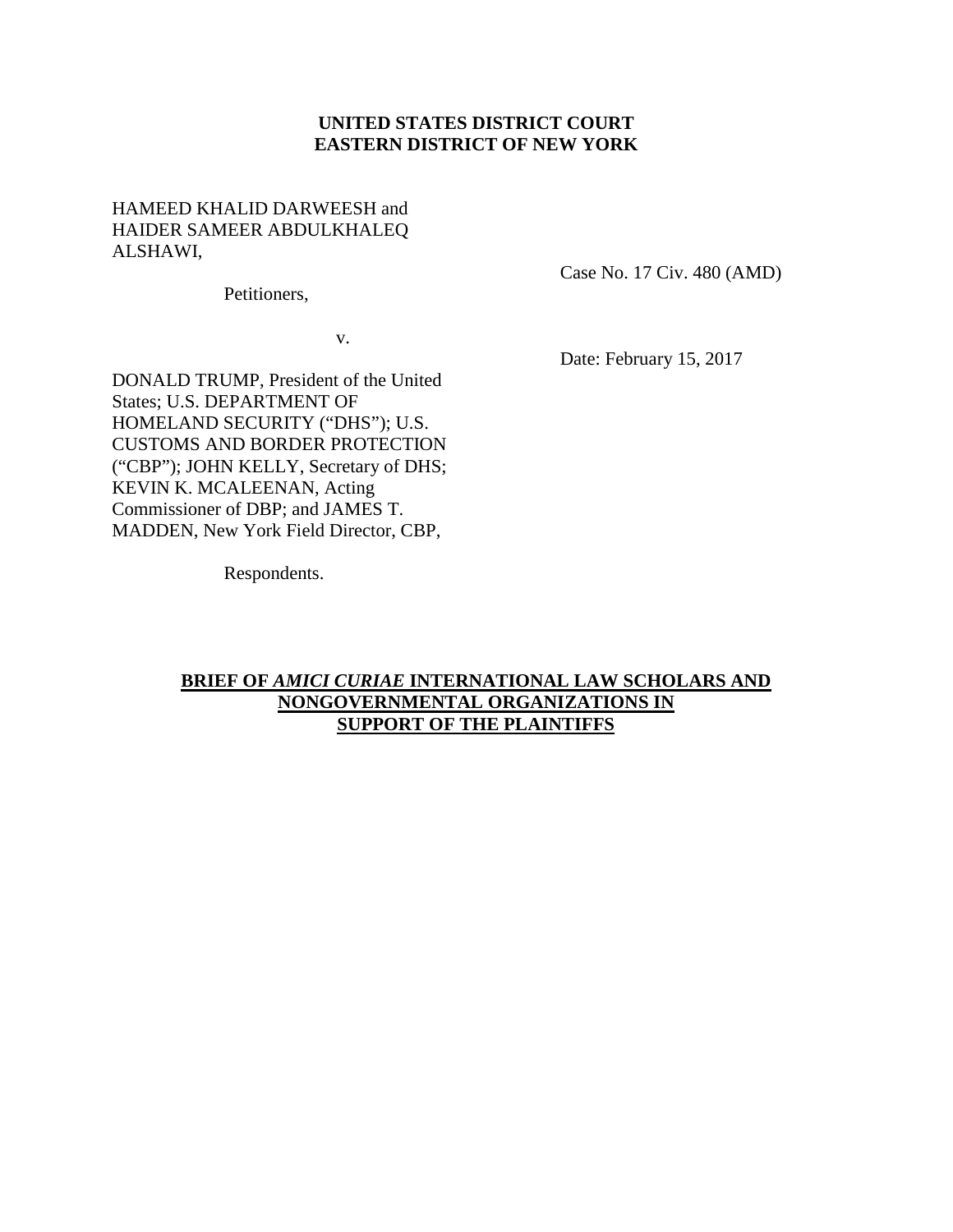**UNITED STATES DISTRICT COURT**
**EASTERN DISTRICT OF NEW YORK**

HAMEED KHALID DARWEESH and HAIDER SAMEER ABDULKHALEQ ALSHAWI,

Petitioners,

v.

DONALD TRUMP, President of the United States; U.S. DEPARTMENT OF HOMELAND SECURITY ("DHS"); U.S. CUSTOMS AND BORDER PROTECTION ("CBP"); JOHN KELLY, Secretary of DHS; KEVIN K. MCALEENAN, Acting Commissioner of DBP; and JAMES T. MADDEN, New York Field Director, CBP,

Respondents.

Case No. 17 Civ. 480 (AMD)

Date: February 15, 2017

**BRIEF OF *AMICI CURIAE* INTERNATIONAL LAW SCHOLARS AND NONGOVERNMENTAL ORGANIZATIONS IN SUPPORT OF THE PLAINTIFFS**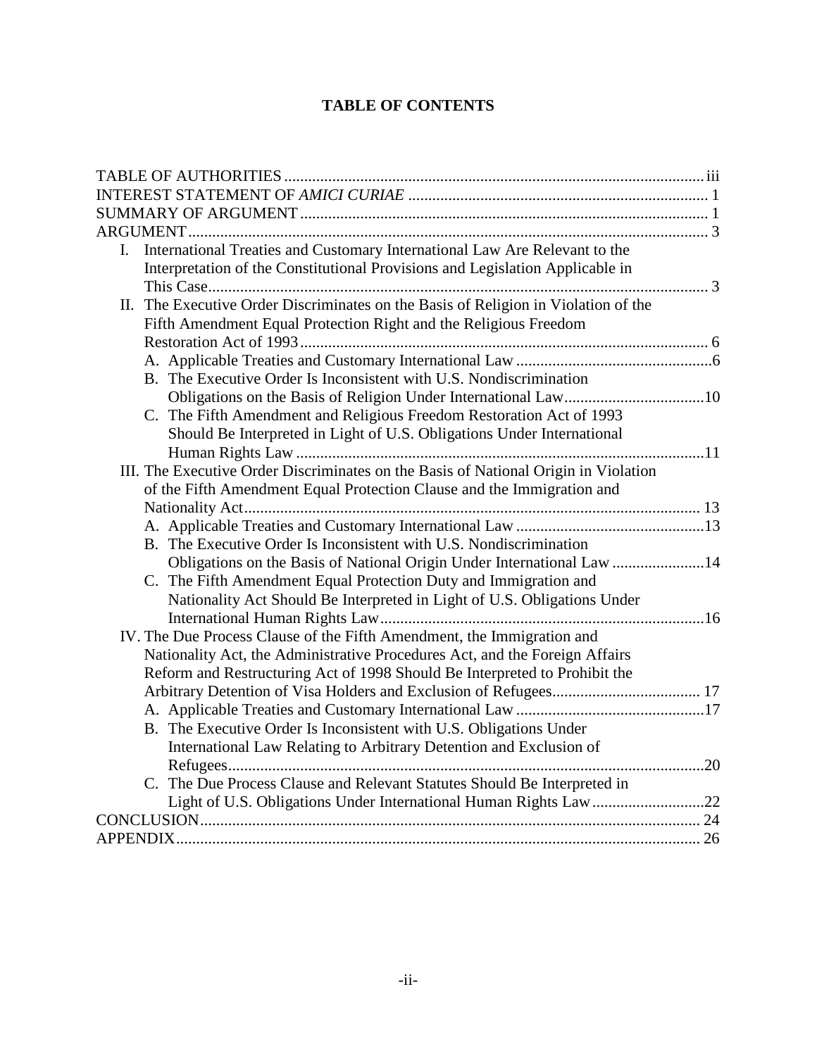# TABLE OF CONTENTS

TABLE OF AUTHORITIES ........ iii

INTEREST STATEMENT OF *AMICI CURIAE* ........ 1

SUMMARY OF ARGUMENT ........ 1

ARGUMENT ........ 3

- I. International Treaties and Customary International Law Are Relevant to the Interpretation of the Constitutional Provisions and Legislation Applicable in This Case ........ 3
- II. The Executive Order Discriminates on the Basis of Religion in Violation of the Fifth Amendment Equal Protection Right and the Religious Freedom Restoration Act of 1993 ........ 6
  - A. Applicable Treaties and Customary International Law ........ 6
  - B. The Executive Order Is Inconsistent with U.S. Nondiscrimination Obligations on the Basis of Religion Under International Law ........ 10
  - C. The Fifth Amendment and Religious Freedom Restoration Act of 1993 Should Be Interpreted in Light of U.S. Obligations Under International Human Rights Law ........ 11
- III. The Executive Order Discriminates on the Basis of National Origin in Violation of the Fifth Amendment Equal Protection Clause and the Immigration and Nationality Act ........ 13
  - A. Applicable Treaties and Customary International Law ........ 13
  - B. The Executive Order Is Inconsistent with U.S. Nondiscrimination Obligations on the Basis of National Origin Under International Law ........ 14
  - C. The Fifth Amendment Equal Protection Duty and Immigration and Nationality Act Should Be Interpreted in Light of U.S. Obligations Under International Human Rights Law ........ 16
- IV. The Due Process Clause of the Fifth Amendment, the Immigration and Nationality Act, the Administrative Procedures Act, and the Foreign Affairs Reform and Restructuring Act of 1998 Should Be Interpreted to Prohibit the Arbitrary Detention of Visa Holders and Exclusion of Refugees ........ 17
  - A. Applicable Treaties and Customary International Law ........ 17
  - B. The Executive Order Is Inconsistent with U.S. Obligations Under International Law Relating to Arbitrary Detention and Exclusion of Refugees ........ 20
  - C. The Due Process Clause and Relevant Statutes Should Be Interpreted in Light of U.S. Obligations Under International Human Rights Law ........ 22

CONCLUSION ........ 24

APPENDIX ........ 26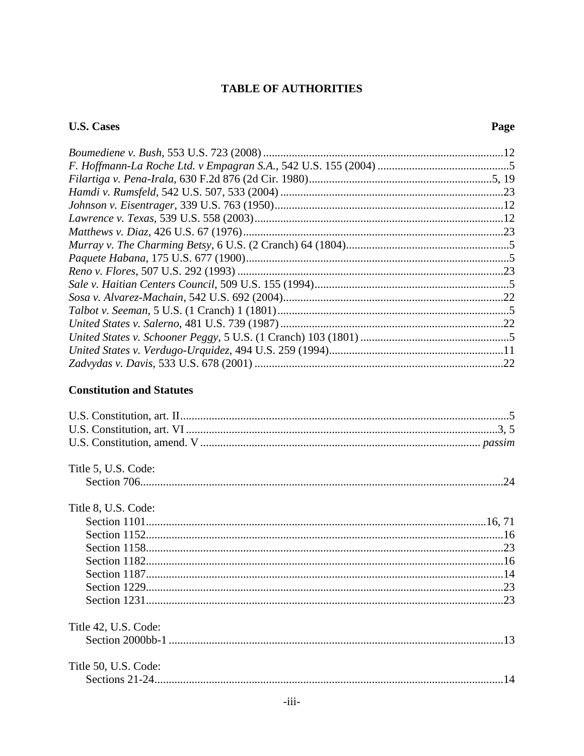# TABLE OF AUTHORITIES

**U.S. Cases** **Page**

*Boumediene v. Bush*, 553 U.S. 723 (2008) ....................................................................................12
*F. Hoffmann-La Roche Ltd. v Empagran S.A.*, 542 U.S. 155 (2004) ..............................................5
*Filartiga v. Pena-Irala*, 630 F.2d 876 (2d Cir. 1980)................................................................5, 19
*Hamdi v. Rumsfeld*, 542 U.S. 507, 533 (2004) .............................................................................23
*Johnson v. Eisentrager*, 339 U.S. 763 (1950)...............................................................................12
*Lawrence v. Texas*, 539 U.S. 558 (2003)......................................................................................12
*Matthews v. Diaz*, 426 U.S. 67 (1976)..........................................................................................23
*Murray v. The Charming Betsy*, 6 U.S. (2 Cranch) 64 (1804).........................................................5
*Paquete Habana*, 175 U.S. 677 (1900)............................................................................................5
*Reno v. Flores*, 507 U.S. 292 (1993) .............................................................................................23
*Sale v. Haitian Centers Council*, 509 U.S. 155 (1994)....................................................................5
*Sosa v. Alvarez-Machain*, 542 U.S. 692 (2004)............................................................................22
*Talbot v. Seeman*, 5 U.S. (1 Cranch) 1 (1801)................................................................................5
*United States v. Salerno*, 481 U.S. 739 (1987) .............................................................................22
*United States v. Schooner Peggy*, 5 U.S. (1 Cranch) 103 (1801) ....................................................5
*United States v. Verdugo-Urquidez*, 494 U.S. 259 (1994).............................................................11
*Zadvydas v. Davis*, 533 U.S. 678 (2001) ......................................................................................22

**Constitution and Statutes**

U.S. Constitution, art. II.................................................................................................................5
U.S. Constitution, art. VI ............................................................................................................3, 5
U.S. Constitution, amend. V ................................................................................................ *passim*

Title 5, U.S. Code:
Section 706..............................................................................................................................24

Title 8, U.S. Code:
Section 1101.........................................................................................................................16, 71
Section 1152............................................................................................................................16
Section 1158............................................................................................................................23
Section 1182............................................................................................................................16
Section 1187............................................................................................................................14
Section 1229............................................................................................................................23
Section 1231............................................................................................................................23

Title 42, U.S. Code:
Section 2000bb-1 ....................................................................................................................13

Title 50, U.S. Code:
Sections 21-24.........................................................................................................................14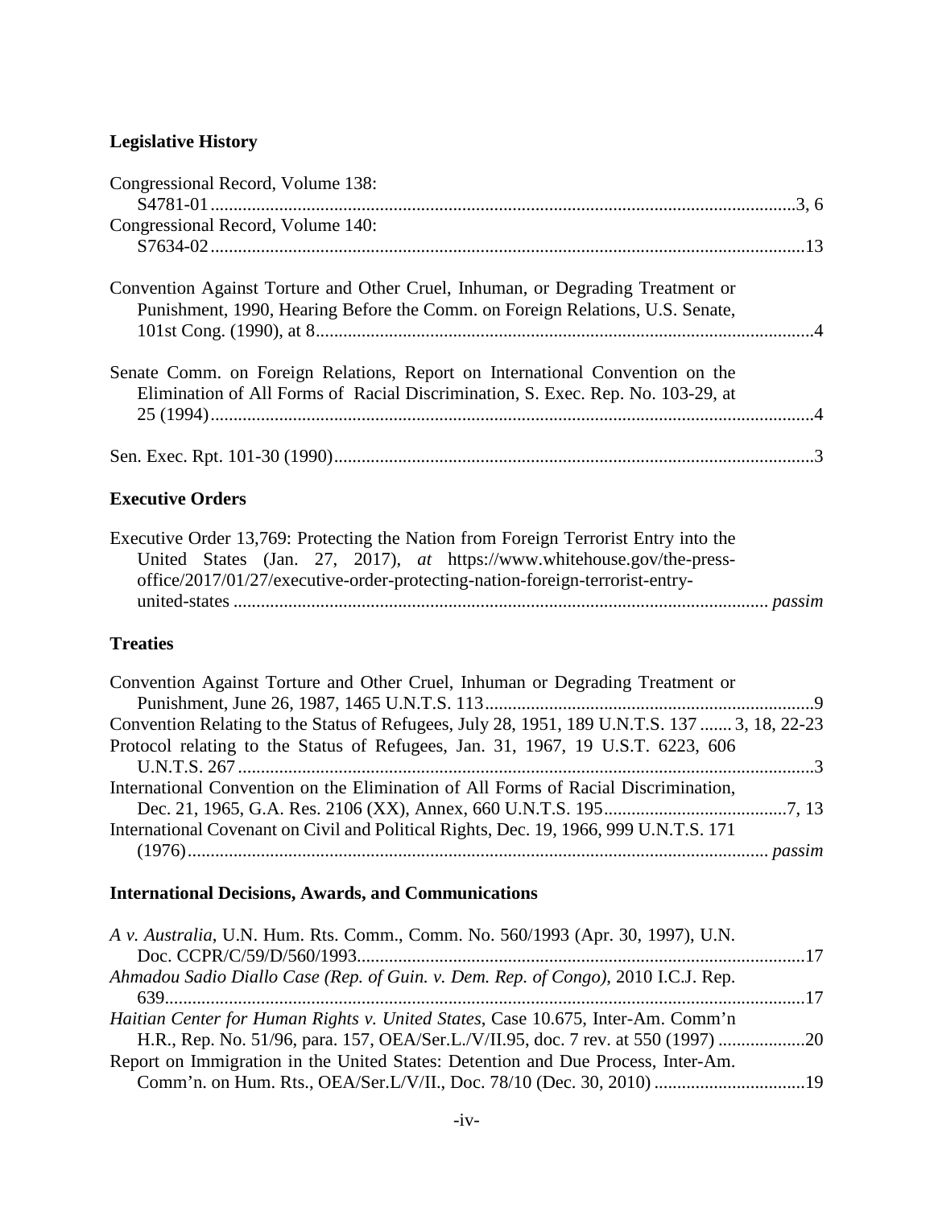**Legislative History**

Congressional Record, Volume 138:
S4781-01 ........................................................................................................................3, 6

Congressional Record, Volume 140:
S7634-02 ........................................................................................................................13

Convention Against Torture and Other Cruel, Inhuman, or Degrading Treatment or Punishment, 1990, Hearing Before the Comm. on Foreign Relations, U.S. Senate, 101st Cong. (1990), at 8 ........................................................................................................4

Senate Comm. on Foreign Relations, Report on International Convention on the Elimination of All Forms of Racial Discrimination, S. Exec. Rep. No. 103-29, at 25 (1994) ........................................................................................................................4

Sen. Exec. Rpt. 101-30 (1990) ..........................................................................................3

**Executive Orders**

Executive Order 13,769: Protecting the Nation from Foreign Terrorist Entry into the United States (Jan. 27, 2017), *at* https://www.whitehouse.gov/the-press-office/2017/01/27/executive-order-protecting-nation-foreign-terrorist-entry-united-states ........................................................................................................ *passim*

**Treaties**

Convention Against Torture and Other Cruel, Inhuman or Degrading Treatment or Punishment, June 26, 1987, 1465 U.N.T.S. 113 ..........................................................................9

Convention Relating to the Status of Refugees, July 28, 1951, 189 U.N.T.S. 137 ....... 3, 18, 22-23

Protocol relating to the Status of Refugees, Jan. 31, 1967, 19 U.S.T. 6223, 606 U.N.T.S. 267 ................................................................................................................3

International Convention on the Elimination of All Forms of Racial Discrimination, Dec. 21, 1965, G.A. Res. 2106 (XX), Annex, 660 U.N.T.S. 195 ..........................................7, 13

International Covenant on Civil and Political Rights, Dec. 19, 1966, 999 U.N.T.S. 171 (1976) ............................................................................................................ *passim*

**International Decisions, Awards, and Communications**

*A v. Australia*, U.N. Hum. Rts. Comm., Comm. No. 560/1993 (Apr. 30, 1997), U.N. Doc. CCPR/C/59/D/560/1993 ......................................................................................17

*Ahmadou Sadio Diallo Case (Rep. of Guin. v. Dem. Rep. of Congo)*, 2010 I.C.J. Rep. 639 ................................................................................................................................17

*Haitian Center for Human Rights v. United States*, Case 10.675, Inter-Am. Comm'n H.R., Rep. No. 51/96, para. 157, OEA/Ser.L./V/II.95, doc. 7 rev. at 550 (1997) ...................20

Report on Immigration in the United States: Detention and Due Process, Inter-Am. Comm'n. on Hum. Rts., OEA/Ser.L/V/II., Doc. 78/10 (Dec. 30, 2010) ..................................19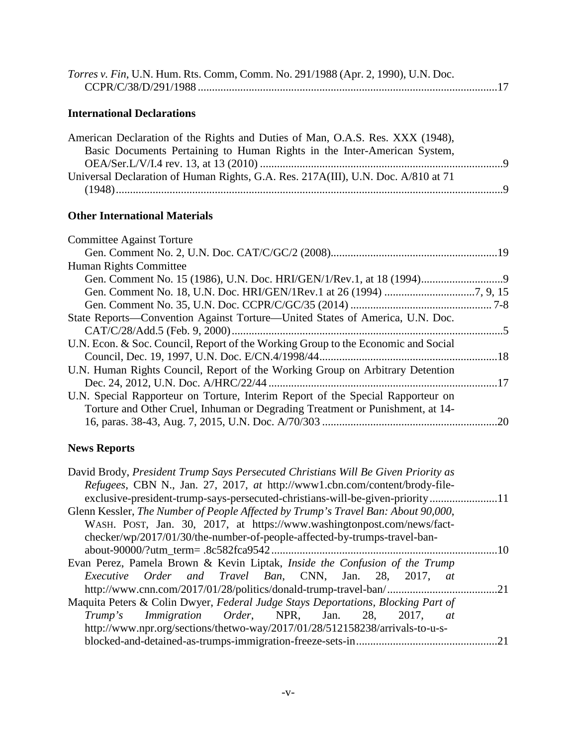*Torres v. Fin*, U.N. Hum. Rts. Comm, Comm. No. 291/1988 (Apr. 2, 1990), U.N. Doc. CCPR/C/38/D/291/1988 ..........................................................................................................17

**International Declarations**

American Declaration of the Rights and Duties of Man, O.A.S. Res. XXX (1948), Basic Documents Pertaining to Human Rights in the Inter-American System, OEA/Ser.L/V/I.4 rev. 13, at 13 (2010) .....................................................................................9

Universal Declaration of Human Rights, G.A. Res. 217A(III), U.N. Doc. A/810 at 71 (1948).........................................................................................................................................9

**Other International Materials**

Committee Against Torture
Gen. Comment No. 2, U.N. Doc. CAT/C/GC/2 (2008)...........................................................19

Human Rights Committee
Gen. Comment No. 15 (1986), U.N. Doc. HRI/GEN/1/Rev.1, at 18 (1994)............................9
Gen. Comment No. 18, U.N. Doc. HRI/GEN/1Rev.1 at 26 (1994) ................................7, 9, 15
Gen. Comment No. 35, U.N. Doc. CCPR/C/GC/35 (2014) ................................................. 7-8

State Reports—Convention Against Torture—United States of America, U.N. Doc. CAT/C/28/Add.5 (Feb. 9, 2000)................................................................................................5

U.N. Econ. & Soc. Council, Report of the Working Group to the Economic and Social Council, Dec. 19, 1997, U.N. Doc. E/CN.4/1998/44..............................................................18

U.N. Human Rights Council, Report of the Working Group on Arbitrary Detention Dec. 24, 2012, U.N. Doc. A/HRC/22/44 ................................................................................17

U.N. Special Rapporteur on Torture, Interim Report of the Special Rapporteur on Torture and Other Cruel, Inhuman or Degrading Treatment or Punishment, at 14-16, paras. 38-43, Aug. 7, 2015, U.N. Doc. A/70/303 ..............................................................20

**News Reports**

David Brody, *President Trump Says Persecuted Christians Will Be Given Priority as Refugees*, CBN N., Jan. 27, 2017, *at* http://www1.cbn.com/content/brody-file-exclusive-president-trump-says-persecuted-christians-will-be-given-priority........................11

Glenn Kessler, *The Number of People Affected by Trump's Travel Ban: About 90,000*, WASH. POST, Jan. 30, 2017, at https://www.washingtonpost.com/news/fact-checker/wp/2017/01/30/the-number-of-people-affected-by-trumps-travel-ban-about-90000/?utm_term= .8c582fca9542................................................................................10

Evan Perez, Pamela Brown & Kevin Liptak, *Inside the Confusion of the Trump Executive Order and Travel Ban*, CNN, Jan. 28, 2017, *at* http://www.cnn.com/2017/01/28/politics/donald-trump-travel-ban/.......................................21

Maquita Peters & Colin Dwyer, *Federal Judge Stays Deportations, Blocking Part of Trump's Immigration Order*, NPR, Jan. 28, 2017, *at* http://www.npr.org/sections/thetwo-way/2017/01/28/512158238/arrivals-to-u-s-blocked-and-detained-as-trumps-immigration-freeze-sets-in.................................................21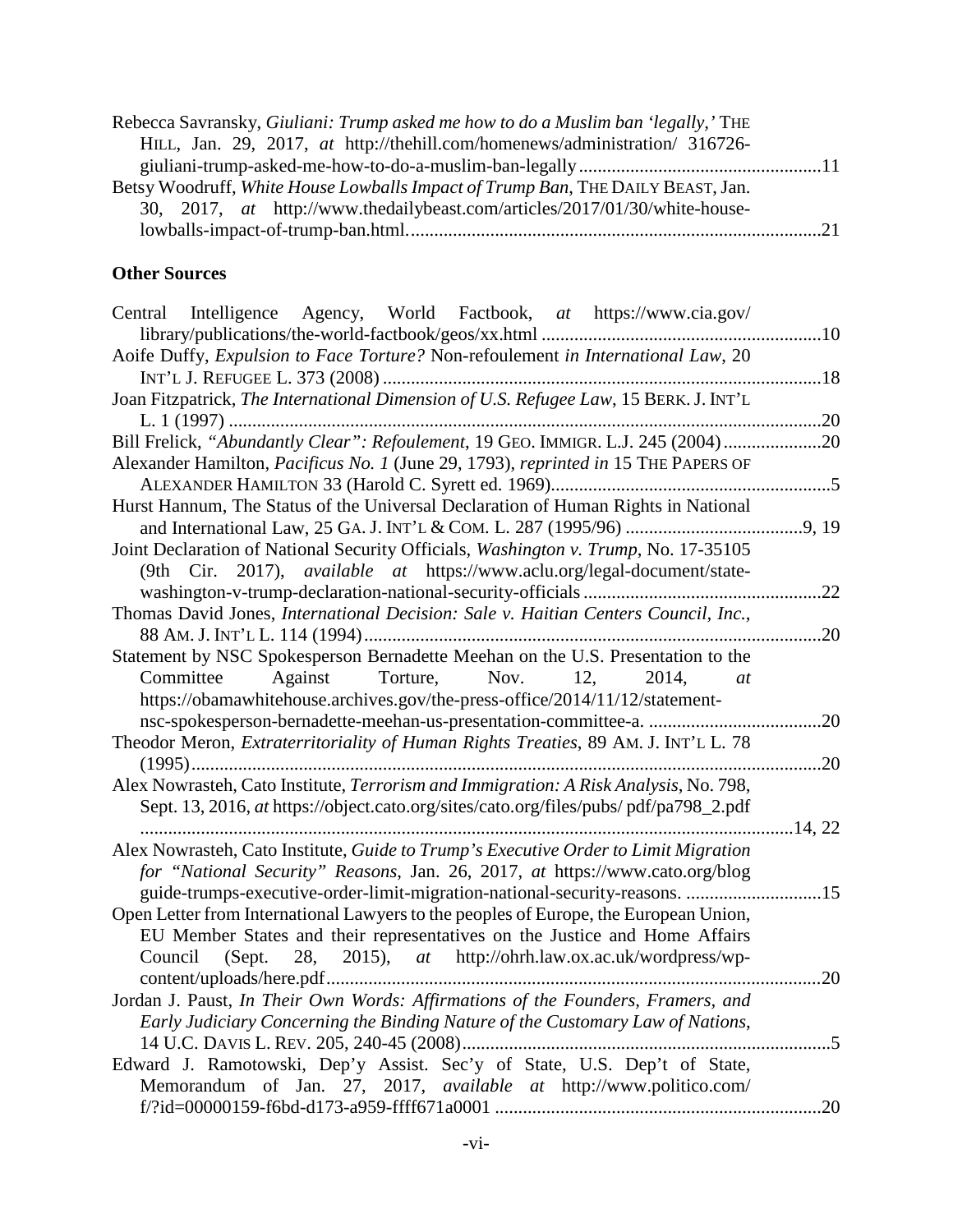Rebecca Savransky, *Giuliani: Trump asked me how to do a Muslim ban 'legally,'* THE HILL, Jan. 29, 2017, *at* http://thehill.com/homenews/administration/ 316726-giuliani-trump-asked-me-how-to-do-a-muslim-ban-legally....................................................11

Betsy Woodruff, *White House Lowballs Impact of Trump Ban*, THE DAILY BEAST, Jan. 30, 2017, *at* http://www.thedailybeast.com/articles/2017/01/30/white-house-lowballs-impact-of-trump-ban.html........................................................................................21

**Other Sources**

Central Intelligence Agency, World Factbook, *at* https://www.cia.gov/ library/publications/the-world-factbook/geos/xx.html ...........................................................10

Aoife Duffy, *Expulsion to Face Torture?* Non-refoulement *in International Law*, 20 INT'L J. REFUGEE L. 373 (2008) ...........................................................................................18

Joan Fitzpatrick, *The International Dimension of U.S. Refugee Law*, 15 BERK. J. INT'L L. 1 (1997) ...............................................................................................................20

Bill Frelick, *"Abundantly Clear": Refoulement*, 19 GEO. IMMIGR. L.J. 245 (2004).....................20

Alexander Hamilton, *Pacificus No. 1* (June 29, 1793), *reprinted in* 15 THE PAPERS OF ALEXANDER HAMILTON 33 (Harold C. Syrett ed. 1969)..........................................................5

Hurst Hannum, The Status of the Universal Declaration of Human Rights in National and International Law, 25 GA. J. INT'L & COM. L. 287 (1995/96) ......................................9, 19

Joint Declaration of National Security Officials, *Washington v. Trump*, No. 17-35105 (9th Cir. 2017), *available at* https://www.aclu.org/legal-document/state-washington-v-trump-declaration-national-security-officials ..................................................22

Thomas David Jones, *International Decision: Sale v. Haitian Centers Council, Inc.*, 88 AM. J. INT'L L. 114 (1994)................................................................................................20

Statement by NSC Spokesperson Bernadette Meehan on the U.S. Presentation to the Committee Against Torture, Nov. 12, 2014, *at* https://obamawhitehouse.archives.gov/the-press-office/2014/11/12/statement-nsc-spokesperson-bernadette-meehan-us-presentation-committee-a. .....................................20

Theodor Meron, *Extraterritoriality of Human Rights Treaties*, 89 AM. J. INT'L L. 78 (1995).......................................................................................................................20

Alex Nowrasteh, Cato Institute, *Terrorism and Immigration: A Risk Analysis*, No. 798, Sept. 13, 2016, *at* https://object.cato.org/sites/cato.org/files/pubs/ pdf/pa798_2.pdf ..............................................................................................................14, 22

Alex Nowrasteh, Cato Institute, *Guide to Trump's Executive Order to Limit Migration for "National Security" Reasons*, Jan. 26, 2017, *at* https://www.cato.org/blog guide-trumps-executive-order-limit-migration-national-security-reasons. .............................15

Open Letter from International Lawyers to the peoples of Europe, the European Union, EU Member States and their representatives on the Justice and Home Affairs Council (Sept. 28, 2015), *at* http://ohrh.law.ox.ac.uk/wordpress/wp-content/uploads/here.pdf.........................................................................................................20

Jordan J. Paust, *In Their Own Words: Affirmations of the Founders, Framers, and Early Judiciary Concerning the Binding Nature of the Customary Law of Nations*, 14 U.C. DAVIS L. REV. 205, 240-45 (2008)...............................................................................5

Edward J. Ramotowski, Dep'y Assist. Sec'y of State, U.S. Dep't of State, Memorandum of Jan. 27, 2017, *available at* http://www.politico.com/ f/?id=00000159-f6bd-d173-a959-ffff671a0001 ......................................................................20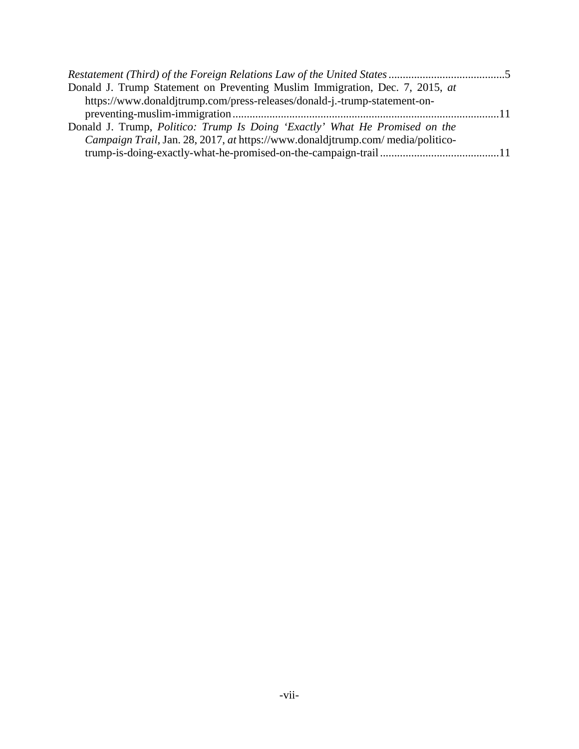*Restatement (Third) of the Foreign Relations Law of the United States* .........................................5

Donald J. Trump Statement on Preventing Muslim Immigration, Dec. 7, 2015, *at* https://www.donaldjtrump.com/press-releases/donald-j.-trump-statement-on-preventing-muslim-immigration .............................................................................................11

Donald J. Trump, *Politico: Trump Is Doing 'Exactly' What He Promised on the Campaign Trail*, Jan. 28, 2017, *at* https://www.donaldjtrump.com/ media/politico-trump-is-doing-exactly-what-he-promised-on-the-campaign-trail ..........................................11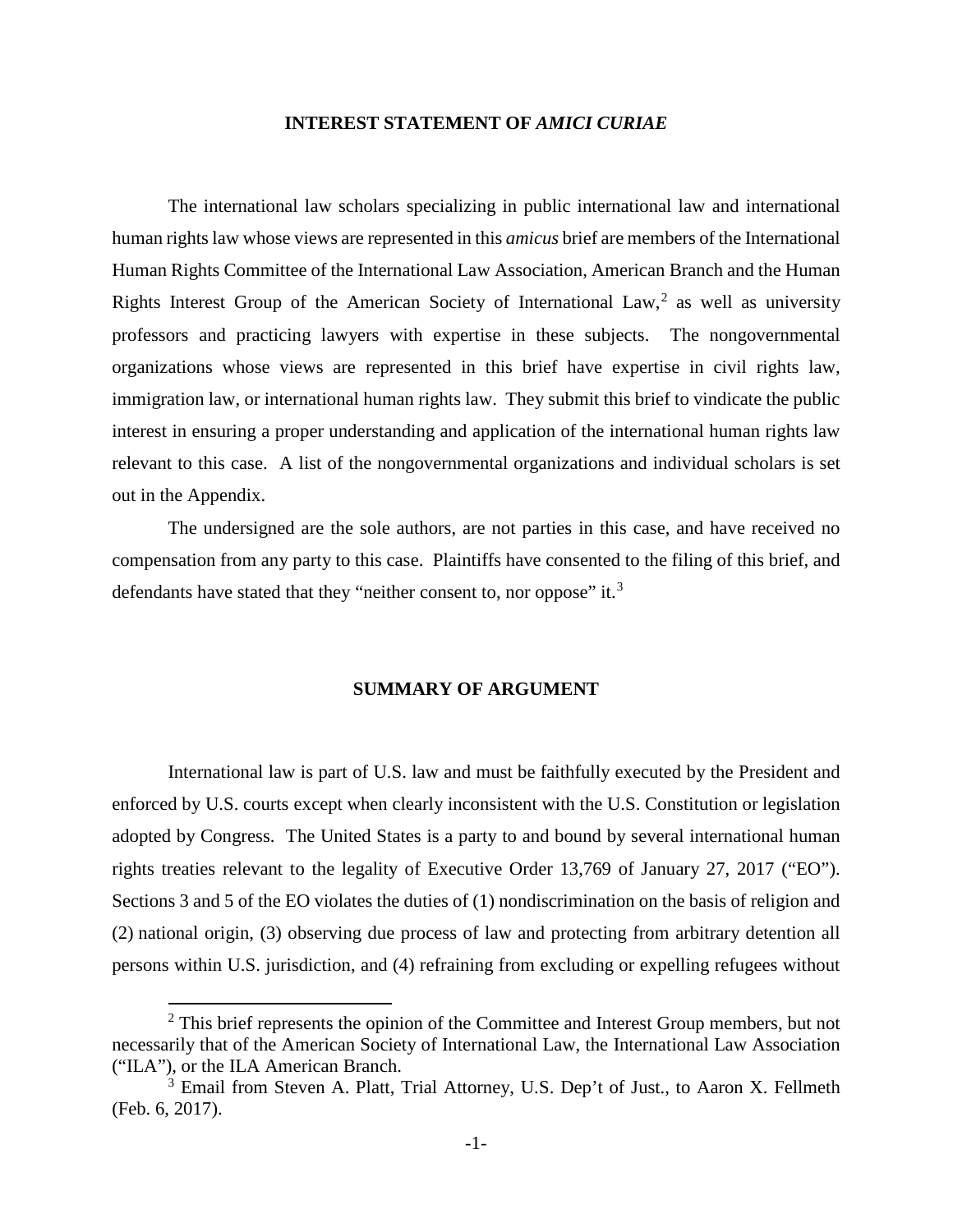## INTEREST STATEMENT OF *AMICI CURIAE*

The international law scholars specializing in public international law and international human rights law whose views are represented in this *amicus* brief are members of the International Human Rights Committee of the International Law Association, American Branch and the Human Rights Interest Group of the American Society of International Law,[2] as well as university professors and practicing lawyers with expertise in these subjects. The nongovernmental organizations whose views are represented in this brief have expertise in civil rights law, immigration law, or international human rights law. They submit this brief to vindicate the public interest in ensuring a proper understanding and application of the international human rights law relevant to this case. A list of the nongovernmental organizations and individual scholars is set out in the Appendix.

The undersigned are the sole authors, are not parties in this case, and have received no compensation from any party to this case. Plaintiffs have consented to the filing of this brief, and defendants have stated that they "neither consent to, nor oppose" it.[3]

## SUMMARY OF ARGUMENT

International law is part of U.S. law and must be faithfully executed by the President and enforced by U.S. courts except when clearly inconsistent with the U.S. Constitution or legislation adopted by Congress. The United States is a party to and bound by several international human rights treaties relevant to the legality of Executive Order 13,769 of January 27, 2017 ("EO"). Sections 3 and 5 of the EO violates the duties of (1) nondiscrimination on the basis of religion and (2) national origin, (3) observing due process of law and protecting from arbitrary detention all persons within U.S. jurisdiction, and (4) refraining from excluding or expelling refugees without

---

[2] This brief represents the opinion of the Committee and Interest Group members, but not necessarily that of the American Society of International Law, the International Law Association ("ILA"), or the ILA American Branch.

[3] Email from Steven A. Platt, Trial Attorney, U.S. Dep't of Just., to Aaron X. Fellmeth (Feb. 6, 2017).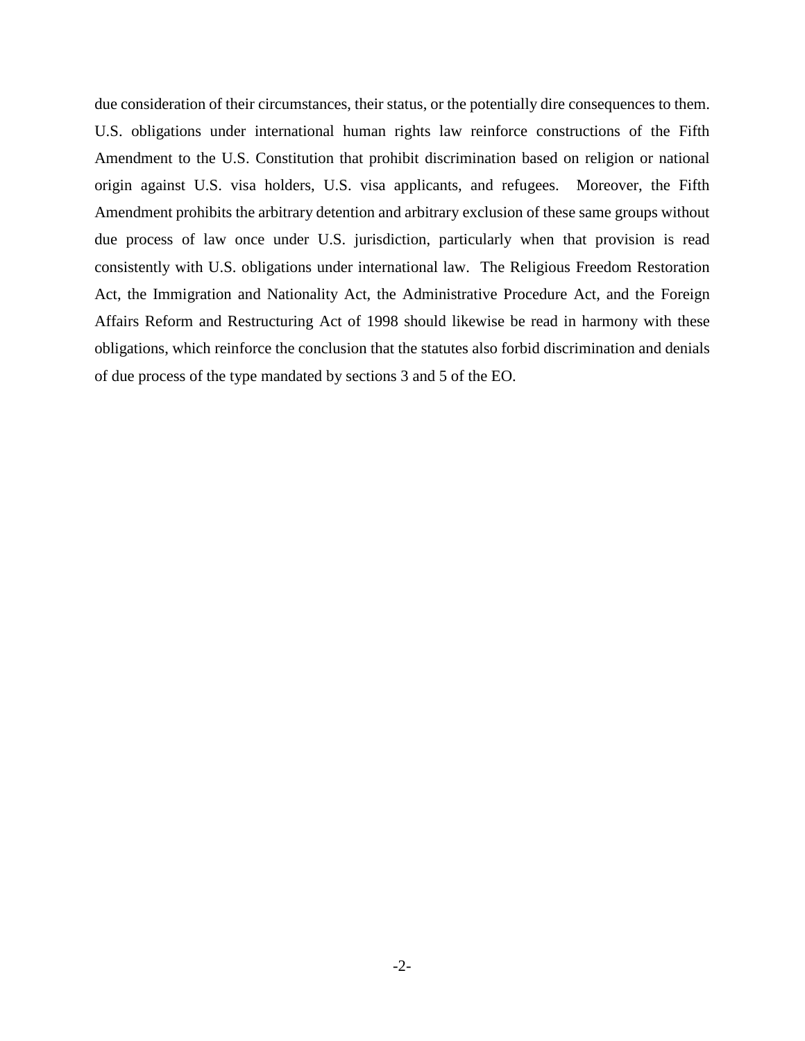due consideration of their circumstances, their status, or the potentially dire consequences to them. U.S. obligations under international human rights law reinforce constructions of the Fifth Amendment to the U.S. Constitution that prohibit discrimination based on religion or national origin against U.S. visa holders, U.S. visa applicants, and refugees. Moreover, the Fifth Amendment prohibits the arbitrary detention and arbitrary exclusion of these same groups without due process of law once under U.S. jurisdiction, particularly when that provision is read consistently with U.S. obligations under international law. The Religious Freedom Restoration Act, the Immigration and Nationality Act, the Administrative Procedure Act, and the Foreign Affairs Reform and Restructuring Act of 1998 should likewise be read in harmony with these obligations, which reinforce the conclusion that the statutes also forbid discrimination and denials of due process of the type mandated by sections 3 and 5 of the EO.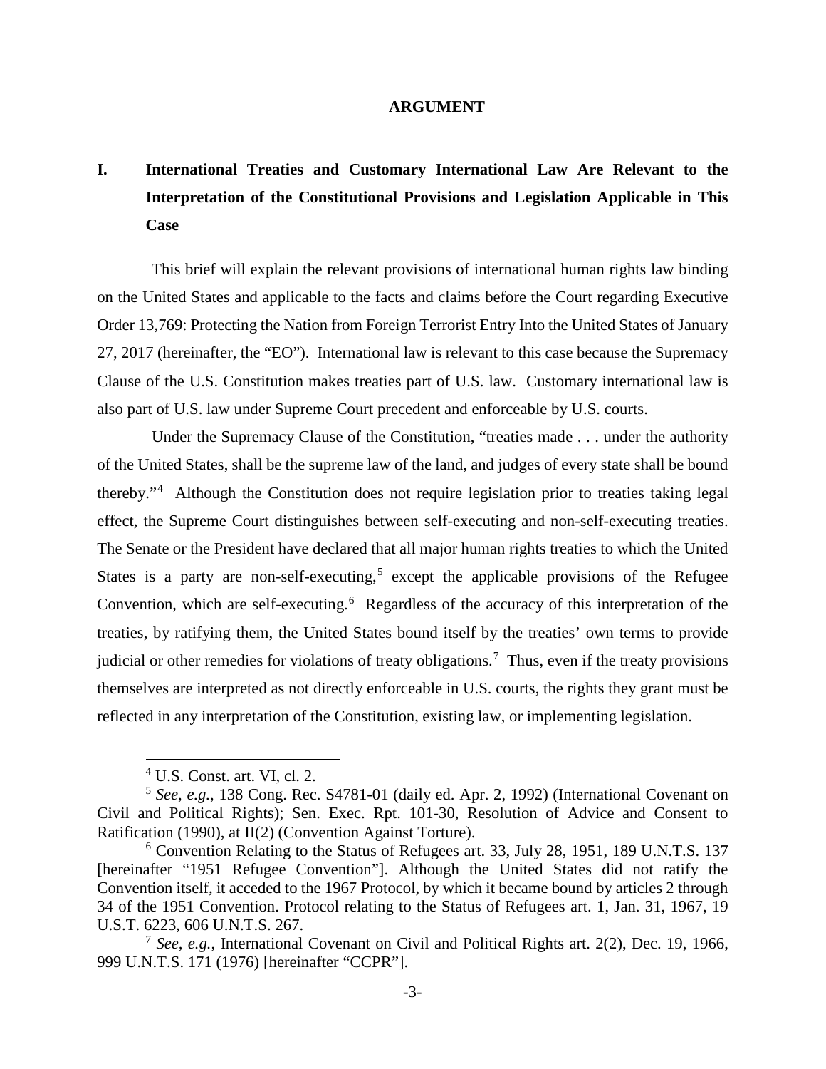## ARGUMENT

### I. International Treaties and Customary International Law Are Relevant to the Interpretation of the Constitutional Provisions and Legislation Applicable in This Case

This brief will explain the relevant provisions of international human rights law binding on the United States and applicable to the facts and claims before the Court regarding Executive Order 13,769: Protecting the Nation from Foreign Terrorist Entry Into the United States of January 27, 2017 (hereinafter, the "EO"). International law is relevant to this case because the Supremacy Clause of the U.S. Constitution makes treaties part of U.S. law. Customary international law is also part of U.S. law under Supreme Court precedent and enforceable by U.S. courts.

Under the Supremacy Clause of the Constitution, "treaties made . . . under the authority of the United States, shall be the supreme law of the land, and judges of every state shall be bound thereby."[4] Although the Constitution does not require legislation prior to treaties taking legal effect, the Supreme Court distinguishes between self-executing and non-self-executing treaties. The Senate or the President have declared that all major human rights treaties to which the United States is a party are non-self-executing,[5] except the applicable provisions of the Refugee Convention, which are self-executing.[6] Regardless of the accuracy of this interpretation of the treaties, by ratifying them, the United States bound itself by the treaties' own terms to provide judicial or other remedies for violations of treaty obligations.[7] Thus, even if the treaty provisions themselves are interpreted as not directly enforceable in U.S. courts, the rights they grant must be reflected in any interpretation of the Constitution, existing law, or implementing legislation.

---

[4] U.S. Const. art. VI, cl. 2.

[5] *See, e.g.*, 138 Cong. Rec. S4781-01 (daily ed. Apr. 2, 1992) (International Covenant on Civil and Political Rights); Sen. Exec. Rpt. 101-30, Resolution of Advice and Consent to Ratification (1990), at II(2) (Convention Against Torture).

[6] Convention Relating to the Status of Refugees art. 33, July 28, 1951, 189 U.N.T.S. 137 [hereinafter "1951 Refugee Convention"]. Although the United States did not ratify the Convention itself, it acceded to the 1967 Protocol, by which it became bound by articles 2 through 34 of the 1951 Convention. Protocol relating to the Status of Refugees art. 1, Jan. 31, 1967, 19 U.S.T. 6223, 606 U.N.T.S. 267.

[7] *See, e.g.*, International Covenant on Civil and Political Rights art. 2(2), Dec. 19, 1966, 999 U.N.T.S. 171 (1976) [hereinafter "CCPR"].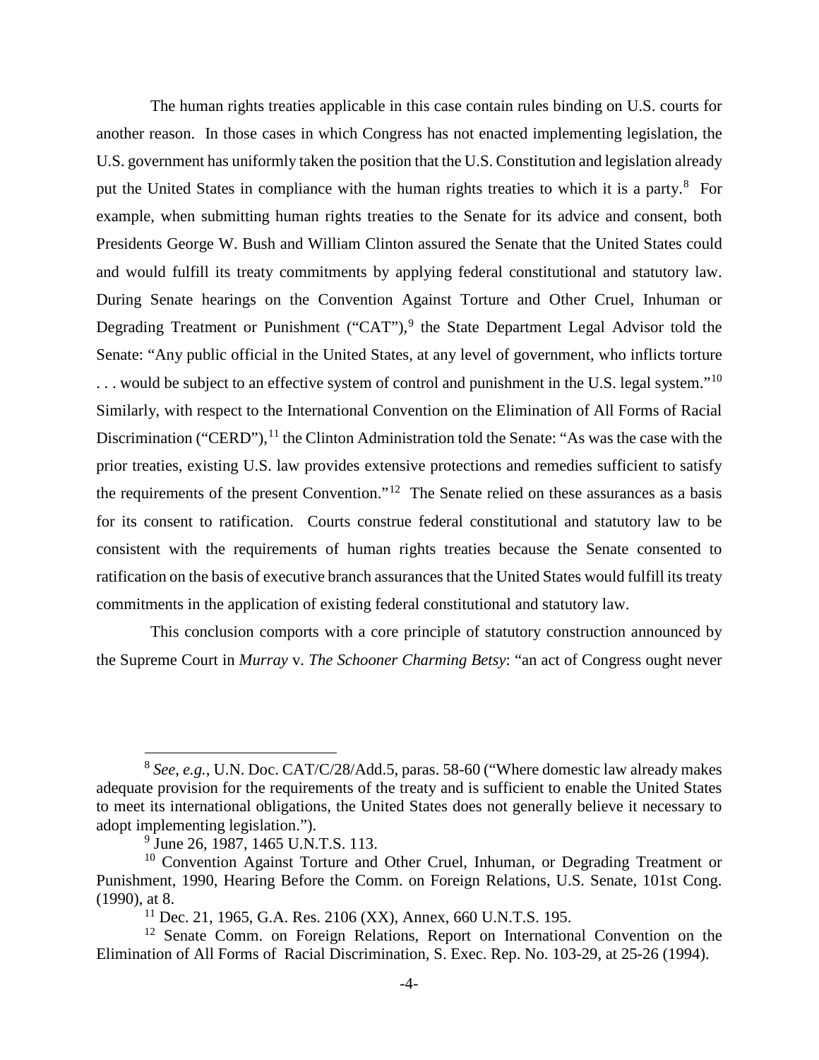The human rights treaties applicable in this case contain rules binding on U.S. courts for another reason. In those cases in which Congress has not enacted implementing legislation, the U.S. government has uniformly taken the position that the U.S. Constitution and legislation already put the United States in compliance with the human rights treaties to which it is a party.[8] For example, when submitting human rights treaties to the Senate for its advice and consent, both Presidents George W. Bush and William Clinton assured the Senate that the United States could and would fulfill its treaty commitments by applying federal constitutional and statutory law. During Senate hearings on the Convention Against Torture and Other Cruel, Inhuman or Degrading Treatment or Punishment ("CAT"),[9] the State Department Legal Advisor told the Senate: "Any public official in the United States, at any level of government, who inflicts torture . . . would be subject to an effective system of control and punishment in the U.S. legal system."[10] Similarly, with respect to the International Convention on the Elimination of All Forms of Racial Discrimination ("CERD"),[11] the Clinton Administration told the Senate: "As was the case with the prior treaties, existing U.S. law provides extensive protections and remedies sufficient to satisfy the requirements of the present Convention."[12] The Senate relied on these assurances as a basis for its consent to ratification. Courts construe federal constitutional and statutory law to be consistent with the requirements of human rights treaties because the Senate consented to ratification on the basis of executive branch assurances that the United States would fulfill its treaty commitments in the application of existing federal constitutional and statutory law.

This conclusion comports with a core principle of statutory construction announced by the Supreme Court in *Murray* v. *The Schooner Charming Betsy*: "an act of Congress ought never

---

[8] *See, e.g.*, U.N. Doc. CAT/C/28/Add.5, paras. 58-60 ("Where domestic law already makes adequate provision for the requirements of the treaty and is sufficient to enable the United States to meet its international obligations, the United States does not generally believe it necessary to adopt implementing legislation.").

[9] June 26, 1987, 1465 U.N.T.S. 113.

[10] Convention Against Torture and Other Cruel, Inhuman, or Degrading Treatment or Punishment, 1990, Hearing Before the Comm. on Foreign Relations, U.S. Senate, 101st Cong. (1990), at 8.

[11] Dec. 21, 1965, G.A. Res. 2106 (XX), Annex, 660 U.N.T.S. 195.

[12] Senate Comm. on Foreign Relations, Report on International Convention on the Elimination of All Forms of Racial Discrimination, S. Exec. Rep. No. 103-29, at 25-26 (1994).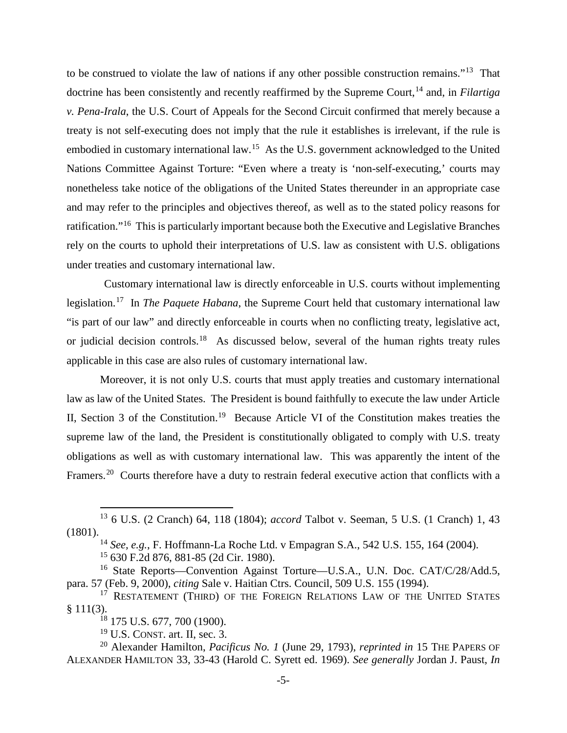to be construed to violate the law of nations if any other possible construction remains."[13] That doctrine has been consistently and recently reaffirmed by the Supreme Court,[14] and, in *Filartiga v. Pena-Irala*, the U.S. Court of Appeals for the Second Circuit confirmed that merely because a treaty is not self-executing does not imply that the rule it establishes is irrelevant, if the rule is embodied in customary international law.[15] As the U.S. government acknowledged to the United Nations Committee Against Torture: "Even where a treaty is 'non-self-executing,' courts may nonetheless take notice of the obligations of the United States thereunder in an appropriate case and may refer to the principles and objectives thereof, as well as to the stated policy reasons for ratification."[16] This is particularly important because both the Executive and Legislative Branches rely on the courts to uphold their interpretations of U.S. law as consistent with U.S. obligations under treaties and customary international law.

Customary international law is directly enforceable in U.S. courts without implementing legislation.[17] In *The Paquete Habana*, the Supreme Court held that customary international law "is part of our law" and directly enforceable in courts when no conflicting treaty, legislative act, or judicial decision controls.[18] As discussed below, several of the human rights treaty rules applicable in this case are also rules of customary international law.

Moreover, it is not only U.S. courts that must apply treaties and customary international law as law of the United States. The President is bound faithfully to execute the law under Article II, Section 3 of the Constitution.[19] Because Article VI of the Constitution makes treaties the supreme law of the land, the President is constitutionally obligated to comply with U.S. treaty obligations as well as with customary international law. This was apparently the intent of the Framers.[20] Courts therefore have a duty to restrain federal executive action that conflicts with a

---

[13] 6 U.S. (2 Cranch) 64, 118 (1804); *accord* Talbot v. Seeman, 5 U.S. (1 Cranch) 1, 43 (1801).

[14] *See, e.g.*, F. Hoffmann-La Roche Ltd. v Empagran S.A., 542 U.S. 155, 164 (2004).

[15] 630 F.2d 876, 881-85 (2d Cir. 1980).

[16] State Reports—Convention Against Torture—U.S.A., U.N. Doc. CAT/C/28/Add.5, para. 57 (Feb. 9, 2000), *citing* Sale v. Haitian Ctrs. Council, 509 U.S. 155 (1994).

[17] RESTATEMENT (THIRD) OF THE FOREIGN RELATIONS LAW OF THE UNITED STATES § 111(3).

[18] 175 U.S. 677, 700 (1900).

[19] U.S. CONST. art. II, sec. 3.

[20] Alexander Hamilton, *Pacificus No. 1* (June 29, 1793), *reprinted in* 15 THE PAPERS OF ALEXANDER HAMILTON 33, 33-43 (Harold C. Syrett ed. 1969). *See generally* Jordan J. Paust, *In*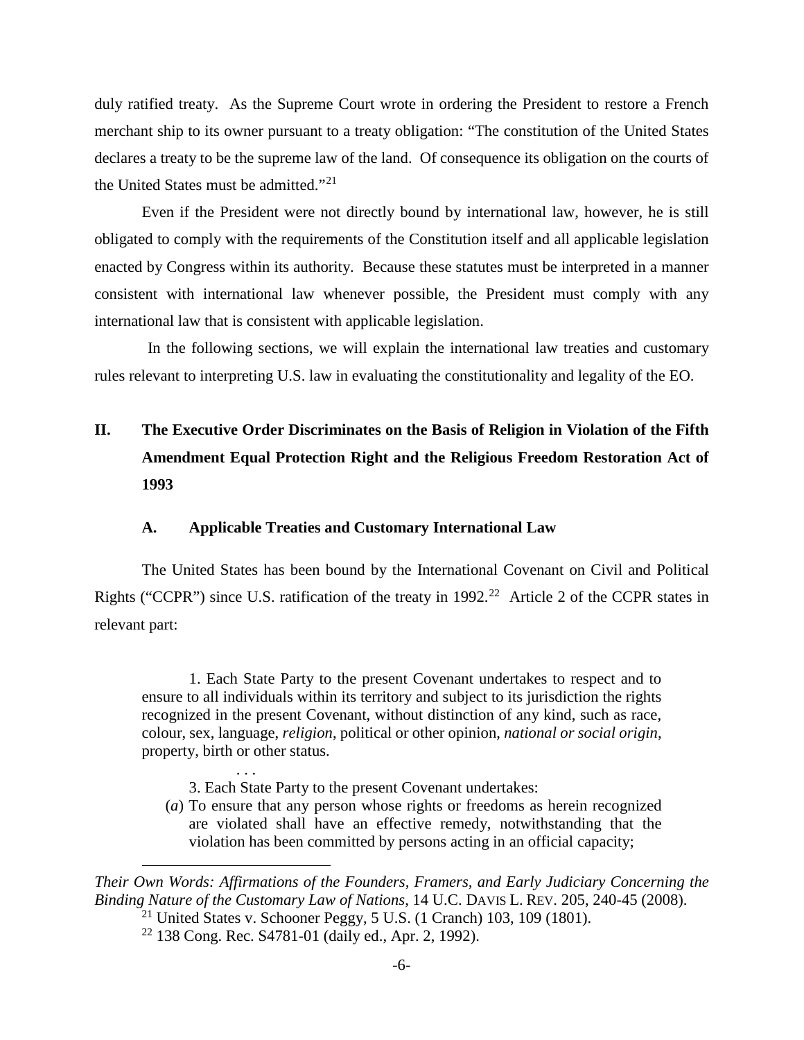duly ratified treaty. As the Supreme Court wrote in ordering the President to restore a French merchant ship to its owner pursuant to a treaty obligation: "The constitution of the United States declares a treaty to be the supreme law of the land. Of consequence its obligation on the courts of the United States must be admitted."[21]

Even if the President were not directly bound by international law, however, he is still obligated to comply with the requirements of the Constitution itself and all applicable legislation enacted by Congress within its authority. Because these statutes must be interpreted in a manner consistent with international law whenever possible, the President must comply with any international law that is consistent with applicable legislation.

In the following sections, we will explain the international law treaties and customary rules relevant to interpreting U.S. law in evaluating the constitutionality and legality of the EO.

## II. The Executive Order Discriminates on the Basis of Religion in Violation of the Fifth Amendment Equal Protection Right and the Religious Freedom Restoration Act of 1993

### A. Applicable Treaties and Customary International Law

The United States has been bound by the International Covenant on Civil and Political Rights ("CCPR") since U.S. ratification of the treaty in 1992.[22] Article 2 of the CCPR states in relevant part:

> 1. Each State Party to the present Covenant undertakes to respect and to ensure to all individuals within its territory and subject to its jurisdiction the rights recognized in the present Covenant, without distinction of any kind, such as race, colour, sex, language, *religion*, political or other opinion, *national or social origin*, property, birth or other status.
>
> . . .
>
> 3. Each State Party to the present Covenant undertakes:
>
> (*a*) To ensure that any person whose rights or freedoms as herein recognized are violated shall have an effective remedy, notwithstanding that the violation has been committed by persons acting in an official capacity;

---

*Their Own Words: Affirmations of the Founders, Framers, and Early Judiciary Concerning the Binding Nature of the Customary Law of Nations*, 14 U.C. DAVIS L. REV. 205, 240-45 (2008).

[21] United States v. Schooner Peggy, 5 U.S. (1 Cranch) 103, 109 (1801).

[22] 138 Cong. Rec. S4781-01 (daily ed., Apr. 2, 1992).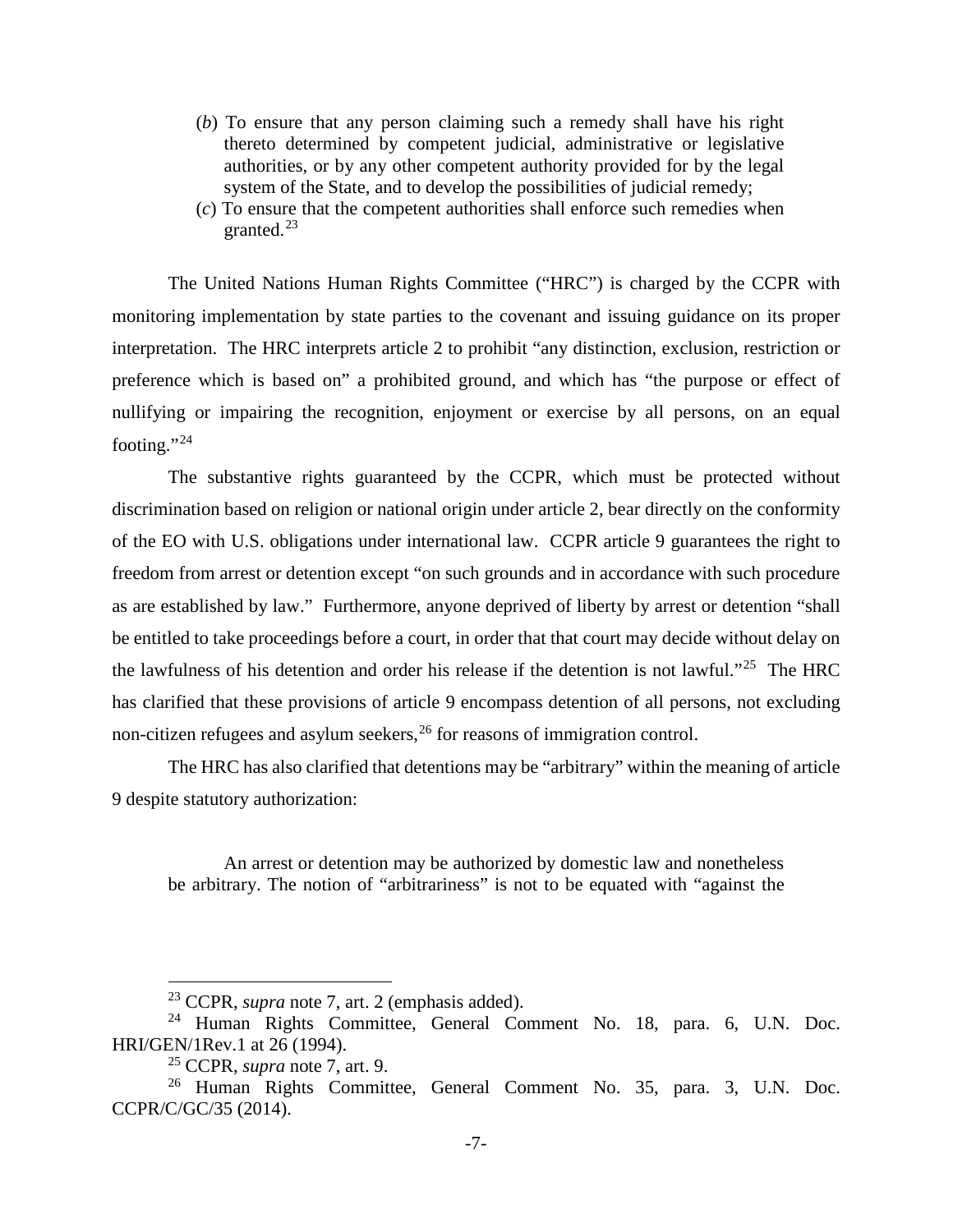(*b*) To ensure that any person claiming such a remedy shall have his right thereto determined by competent judicial, administrative or legislative authorities, or by any other competent authority provided for by the legal system of the State, and to develop the possibilities of judicial remedy;

(*c*) To ensure that the competent authorities shall enforce such remedies when granted.[23]

The United Nations Human Rights Committee ("HRC") is charged by the CCPR with monitoring implementation by state parties to the covenant and issuing guidance on its proper interpretation. The HRC interprets article 2 to prohibit "any distinction, exclusion, restriction or preference which is based on" a prohibited ground, and which has "the purpose or effect of nullifying or impairing the recognition, enjoyment or exercise by all persons, on an equal footing."[24]

The substantive rights guaranteed by the CCPR, which must be protected without discrimination based on religion or national origin under article 2, bear directly on the conformity of the EO with U.S. obligations under international law. CCPR article 9 guarantees the right to freedom from arrest or detention except "on such grounds and in accordance with such procedure as are established by law." Furthermore, anyone deprived of liberty by arrest or detention "shall be entitled to take proceedings before a court, in order that that court may decide without delay on the lawfulness of his detention and order his release if the detention is not lawful."[25] The HRC has clarified that these provisions of article 9 encompass detention of all persons, not excluding non-citizen refugees and asylum seekers,[26] for reasons of immigration control.

The HRC has also clarified that detentions may be "arbitrary" within the meaning of article 9 despite statutory authorization:

> An arrest or detention may be authorized by domestic law and nonetheless be arbitrary. The notion of "arbitrariness" is not to be equated with "against the

---

[23] CCPR, *supra* note 7, art. 2 (emphasis added).

[24] Human Rights Committee, General Comment No. 18, para. 6, U.N. Doc. HRI/GEN/1Rev.1 at 26 (1994).

[25] CCPR, *supra* note 7, art. 9.

[26] Human Rights Committee, General Comment No. 35, para. 3, U.N. Doc. CCPR/C/GC/35 (2014).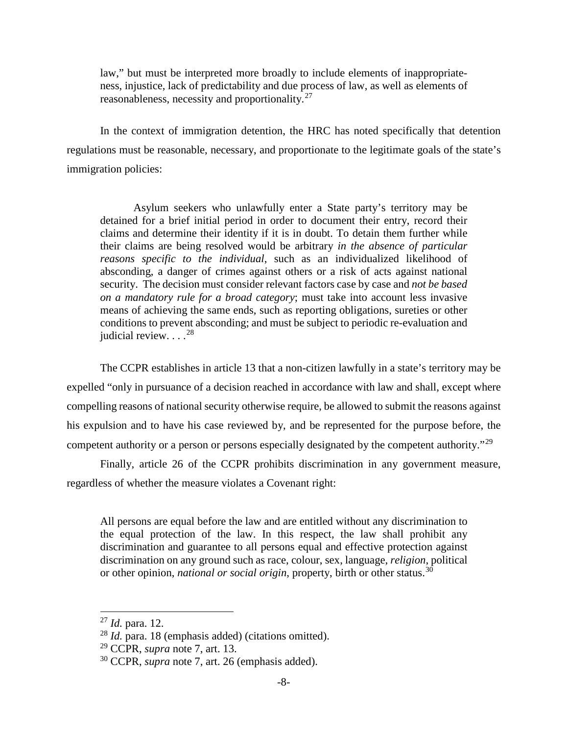law," but must be interpreted more broadly to include elements of inappropriateness, injustice, lack of predictability and due process of law, as well as elements of reasonableness, necessity and proportionality.[27]

In the context of immigration detention, the HRC has noted specifically that detention regulations must be reasonable, necessary, and proportionate to the legitimate goals of the state's immigration policies:

> Asylum seekers who unlawfully enter a State party's territory may be detained for a brief initial period in order to document their entry, record their claims and determine their identity if it is in doubt. To detain them further while their claims are being resolved would be arbitrary *in the absence of particular reasons specific to the individual*, such as an individualized likelihood of absconding, a danger of crimes against others or a risk of acts against national security. The decision must consider relevant factors case by case and *not be based on a mandatory rule for a broad category*; must take into account less invasive means of achieving the same ends, such as reporting obligations, sureties or other conditions to prevent absconding; and must be subject to periodic re-evaluation and judicial review. . . .[28]

The CCPR establishes in article 13 that a non-citizen lawfully in a state's territory may be expelled "only in pursuance of a decision reached in accordance with law and shall, except where compelling reasons of national security otherwise require, be allowed to submit the reasons against his expulsion and to have his case reviewed by, and be represented for the purpose before, the competent authority or a person or persons especially designated by the competent authority."[29]

Finally, article 26 of the CCPR prohibits discrimination in any government measure, regardless of whether the measure violates a Covenant right:

> All persons are equal before the law and are entitled without any discrimination to the equal protection of the law. In this respect, the law shall prohibit any discrimination and guarantee to all persons equal and effective protection against discrimination on any ground such as race, colour, sex, language, *religion*, political or other opinion, *national or social origin*, property, birth or other status.[30]

---

[27] *Id.* para. 12.

[28] *Id.* para. 18 (emphasis added) (citations omitted).

[29] CCPR, *supra* note 7, art. 13.

[30] CCPR, *supra* note 7, art. 26 (emphasis added).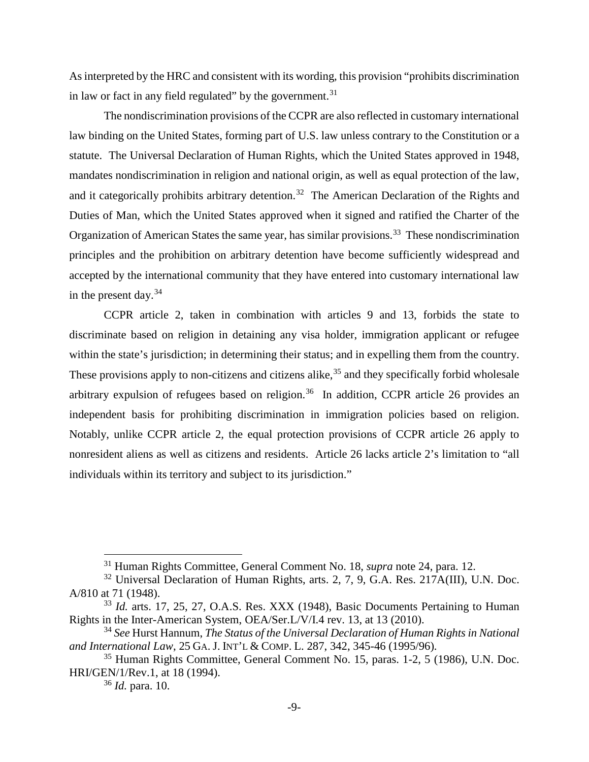As interpreted by the HRC and consistent with its wording, this provision "prohibits discrimination in law or fact in any field regulated" by the government.[31]

The nondiscrimination provisions of the CCPR are also reflected in customary international law binding on the United States, forming part of U.S. law unless contrary to the Constitution or a statute. The Universal Declaration of Human Rights, which the United States approved in 1948, mandates nondiscrimination in religion and national origin, as well as equal protection of the law, and it categorically prohibits arbitrary detention.[32] The American Declaration of the Rights and Duties of Man, which the United States approved when it signed and ratified the Charter of the Organization of American States the same year, has similar provisions.[33] These nondiscrimination principles and the prohibition on arbitrary detention have become sufficiently widespread and accepted by the international community that they have entered into customary international law in the present day.[34]

CCPR article 2, taken in combination with articles 9 and 13, forbids the state to discriminate based on religion in detaining any visa holder, immigration applicant or refugee within the state's jurisdiction; in determining their status; and in expelling them from the country. These provisions apply to non-citizens and citizens alike,[35] and they specifically forbid wholesale arbitrary expulsion of refugees based on religion.[36] In addition, CCPR article 26 provides an independent basis for prohibiting discrimination in immigration policies based on religion. Notably, unlike CCPR article 2, the equal protection provisions of CCPR article 26 apply to nonresident aliens as well as citizens and residents. Article 26 lacks article 2's limitation to "all individuals within its territory and subject to its jurisdiction."

---

[31] Human Rights Committee, General Comment No. 18, *supra* note 24, para. 12.

[32] Universal Declaration of Human Rights, arts. 2, 7, 9, G.A. Res. 217A(III), U.N. Doc. A/810 at 71 (1948).

[33] *Id.* arts. 17, 25, 27, O.A.S. Res. XXX (1948), Basic Documents Pertaining to Human Rights in the Inter-American System, OEA/Ser.L/V/I.4 rev. 13, at 13 (2010).

[34] *See* Hurst Hannum, *The Status of the Universal Declaration of Human Rights in National and International Law*, 25 GA. J. INT'L & COMP. L. 287, 342, 345-46 (1995/96).

[35] Human Rights Committee, General Comment No. 15, paras. 1-2, 5 (1986), U.N. Doc. HRI/GEN/1/Rev.1, at 18 (1994).

[36] *Id.* para. 10.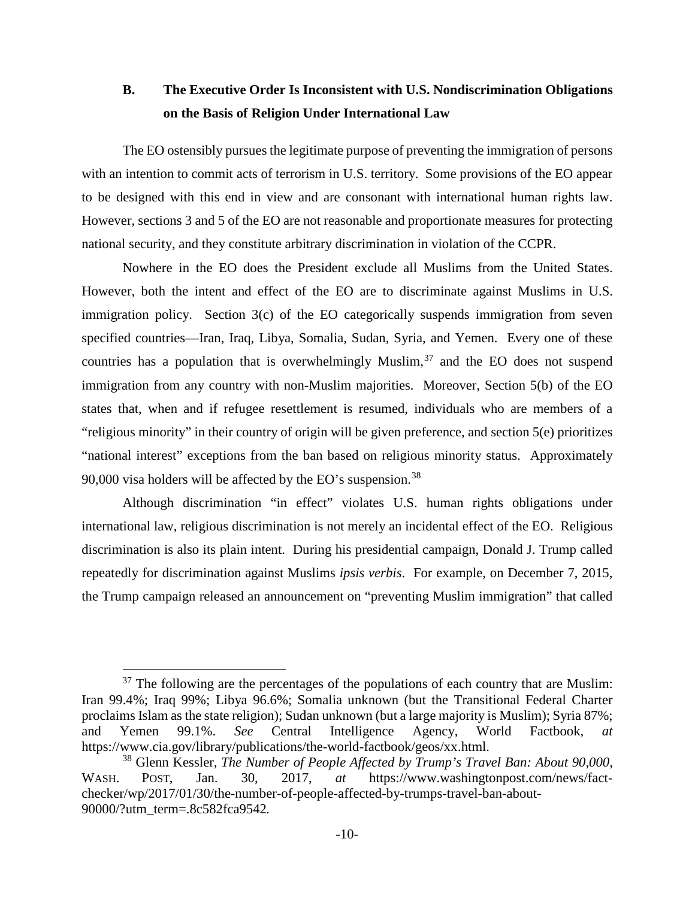### B. The Executive Order Is Inconsistent with U.S. Nondiscrimination Obligations on the Basis of Religion Under International Law

The EO ostensibly pursues the legitimate purpose of preventing the immigration of persons with an intention to commit acts of terrorism in U.S. territory. Some provisions of the EO appear to be designed with this end in view and are consonant with international human rights law. However, sections 3 and 5 of the EO are not reasonable and proportionate measures for protecting national security, and they constitute arbitrary discrimination in violation of the CCPR.

Nowhere in the EO does the President exclude all Muslims from the United States. However, both the intent and effect of the EO are to discriminate against Muslims in U.S. immigration policy. Section 3(c) of the EO categorically suspends immigration from seven specified countries—Iran, Iraq, Libya, Somalia, Sudan, Syria, and Yemen. Every one of these countries has a population that is overwhelmingly Muslim,[37] and the EO does not suspend immigration from any country with non-Muslim majorities. Moreover, Section 5(b) of the EO states that, when and if refugee resettlement is resumed, individuals who are members of a "religious minority" in their country of origin will be given preference, and section 5(e) prioritizes "national interest" exceptions from the ban based on religious minority status. Approximately 90,000 visa holders will be affected by the EO's suspension.[38]

Although discrimination "in effect" violates U.S. human rights obligations under international law, religious discrimination is not merely an incidental effect of the EO. Religious discrimination is also its plain intent. During his presidential campaign, Donald J. Trump called repeatedly for discrimination against Muslims *ipsis verbis*. For example, on December 7, 2015, the Trump campaign released an announcement on "preventing Muslim immigration" that called

---

[37] The following are the percentages of the populations of each country that are Muslim: Iran 99.4%; Iraq 99%; Libya 96.6%; Somalia unknown (but the Transitional Federal Charter proclaims Islam as the state religion); Sudan unknown (but a large majority is Muslim); Syria 87%; and Yemen 99.1%. *See* Central Intelligence Agency, World Factbook, *at* https://www.cia.gov/library/publications/the-world-factbook/geos/xx.html.

[38] Glenn Kessler, *The Number of People Affected by Trump's Travel Ban: About 90,000*, WASH. POST, Jan. 30, 2017, *at* https://www.washingtonpost.com/news/fact-checker/wp/2017/01/30/the-number-of-people-affected-by-trumps-travel-ban-about-90000/?utm_term=.8c582fca9542.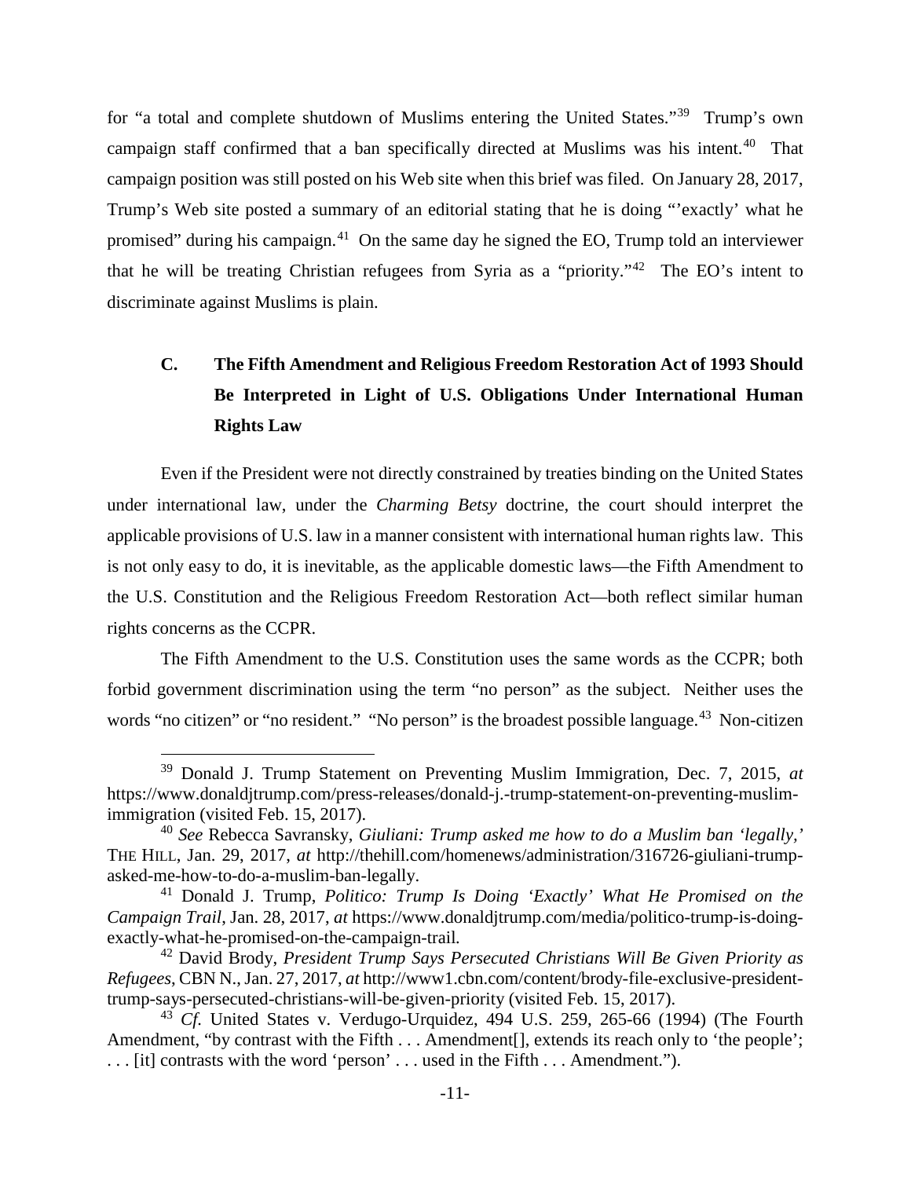for "a total and complete shutdown of Muslims entering the United States."[39] Trump's own campaign staff confirmed that a ban specifically directed at Muslims was his intent.[40] That campaign position was still posted on his Web site when this brief was filed. On January 28, 2017, Trump's Web site posted a summary of an editorial stating that he is doing "'exactly' what he promised" during his campaign.[41] On the same day he signed the EO, Trump told an interviewer that he will be treating Christian refugees from Syria as a "priority."[42] The EO's intent to discriminate against Muslims is plain.

### C. The Fifth Amendment and Religious Freedom Restoration Act of 1993 Should Be Interpreted in Light of U.S. Obligations Under International Human Rights Law

Even if the President were not directly constrained by treaties binding on the United States under international law, under the *Charming Betsy* doctrine, the court should interpret the applicable provisions of U.S. law in a manner consistent with international human rights law. This is not only easy to do, it is inevitable, as the applicable domestic laws—the Fifth Amendment to the U.S. Constitution and the Religious Freedom Restoration Act—both reflect similar human rights concerns as the CCPR.

The Fifth Amendment to the U.S. Constitution uses the same words as the CCPR; both forbid government discrimination using the term "no person" as the subject. Neither uses the words "no citizen" or "no resident." "No person" is the broadest possible language.[43] Non-citizen

---

[39] Donald J. Trump Statement on Preventing Muslim Immigration, Dec. 7, 2015, *at* https://www.donaldjtrump.com/press-releases/donald-j.-trump-statement-on-preventing-muslim-immigration (visited Feb. 15, 2017).

[40] *See* Rebecca Savransky, *Giuliani: Trump asked me how to do a Muslim ban 'legally,'* THE HILL, Jan. 29, 2017, *at* http://thehill.com/homenews/administration/316726-giuliani-trump-asked-me-how-to-do-a-muslim-ban-legally.

[41] Donald J. Trump, *Politico: Trump Is Doing 'Exactly' What He Promised on the Campaign Trail*, Jan. 28, 2017, *at* https://www.donaldjtrump.com/media/politico-trump-is-doing-exactly-what-he-promised-on-the-campaign-trail.

[42] David Brody, *President Trump Says Persecuted Christians Will Be Given Priority as Refugees*, CBN N., Jan. 27, 2017, *at* http://www1.cbn.com/content/brody-file-exclusive-president-trump-says-persecuted-christians-will-be-given-priority (visited Feb. 15, 2017).

[43] *Cf.* United States v. Verdugo-Urquidez, 494 U.S. 259, 265-66 (1994) (The Fourth Amendment, "by contrast with the Fifth . . . Amendment[], extends its reach only to 'the people'; . . . [it] contrasts with the word 'person' . . . used in the Fifth . . . Amendment.").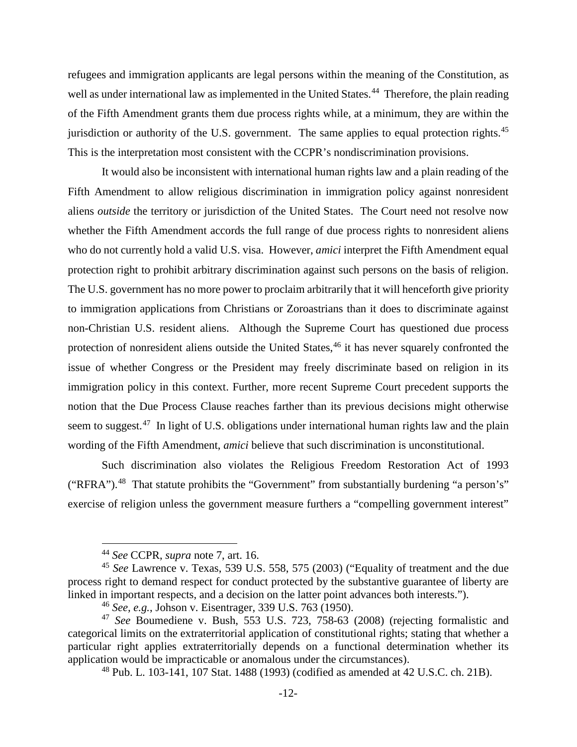refugees and immigration applicants are legal persons within the meaning of the Constitution, as well as under international law as implemented in the United States.[44] Therefore, the plain reading of the Fifth Amendment grants them due process rights while, at a minimum, they are within the jurisdiction or authority of the U.S. government. The same applies to equal protection rights.[45] This is the interpretation most consistent with the CCPR's nondiscrimination provisions.

It would also be inconsistent with international human rights law and a plain reading of the Fifth Amendment to allow religious discrimination in immigration policy against nonresident aliens *outside* the territory or jurisdiction of the United States. The Court need not resolve now whether the Fifth Amendment accords the full range of due process rights to nonresident aliens who do not currently hold a valid U.S. visa. However, *amici* interpret the Fifth Amendment equal protection right to prohibit arbitrary discrimination against such persons on the basis of religion. The U.S. government has no more power to proclaim arbitrarily that it will henceforth give priority to immigration applications from Christians or Zoroastrians than it does to discriminate against non-Christian U.S. resident aliens. Although the Supreme Court has questioned due process protection of nonresident aliens outside the United States,[46] it has never squarely confronted the issue of whether Congress or the President may freely discriminate based on religion in its immigration policy in this context. Further, more recent Supreme Court precedent supports the notion that the Due Process Clause reaches farther than its previous decisions might otherwise seem to suggest.[47] In light of U.S. obligations under international human rights law and the plain wording of the Fifth Amendment, *amici* believe that such discrimination is unconstitutional.

Such discrimination also violates the Religious Freedom Restoration Act of 1993 ("RFRA").[48] That statute prohibits the "Government" from substantially burdening "a person's" exercise of religion unless the government measure furthers a "compelling government interest"

---

[44] *See* CCPR, *supra* note 7, art. 16.

[45] *See* Lawrence v. Texas, 539 U.S. 558, 575 (2003) ("Equality of treatment and the due process right to demand respect for conduct protected by the substantive guarantee of liberty are linked in important respects, and a decision on the latter point advances both interests.").

[46] *See, e.g.*, Johson v. Eisentrager, 339 U.S. 763 (1950).

[47] *See* Boumediene v. Bush, 553 U.S. 723, 758-63 (2008) (rejecting formalistic and categorical limits on the extraterritorial application of constitutional rights; stating that whether a particular right applies extraterritorially depends on a functional determination whether its application would be impracticable or anomalous under the circumstances).

[48] Pub. L. 103-141, 107 Stat. 1488 (1993) (codified as amended at 42 U.S.C. ch. 21B).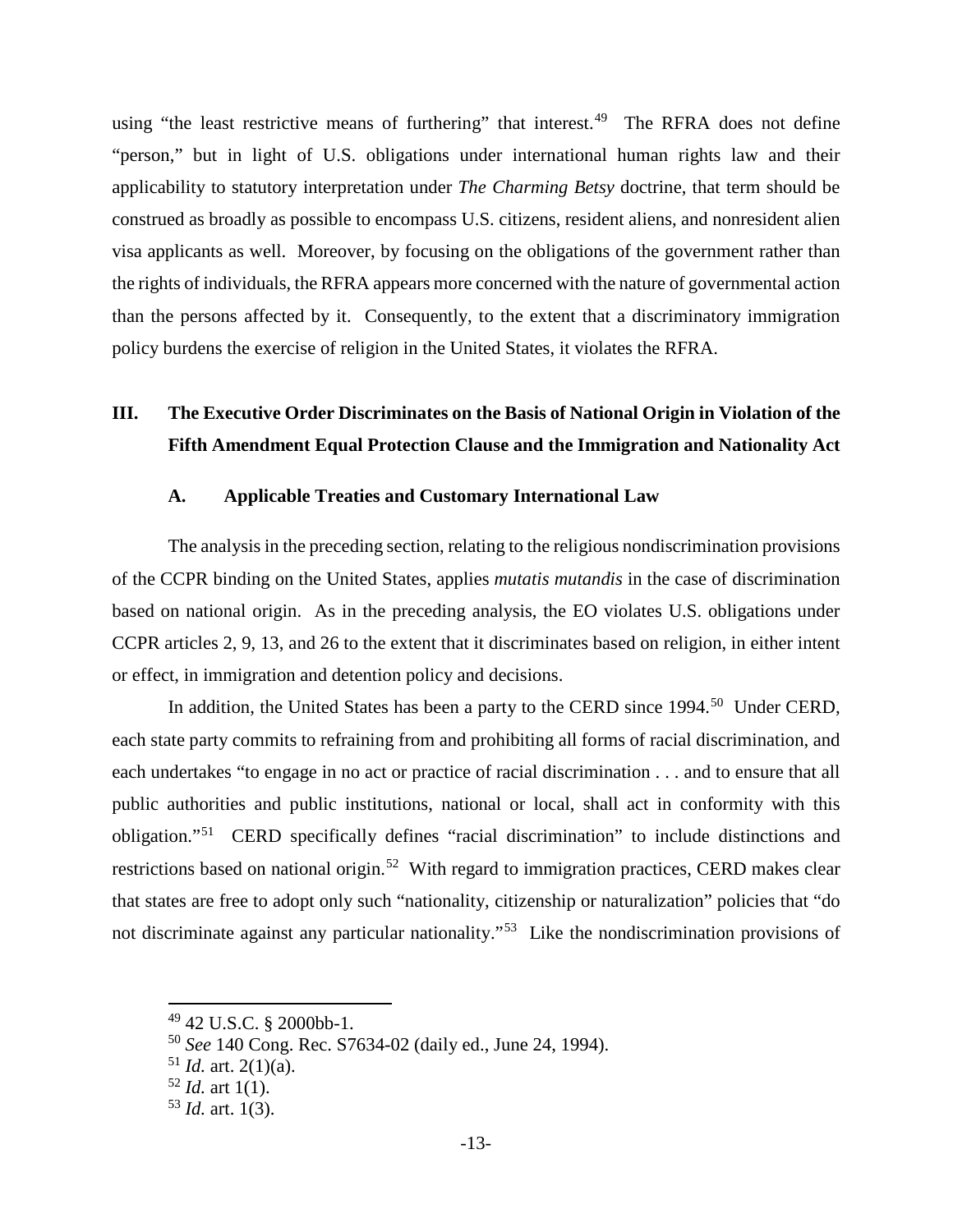using "the least restrictive means of furthering" that interest.[49] The RFRA does not define "person," but in light of U.S. obligations under international human rights law and their applicability to statutory interpretation under *The Charming Betsy* doctrine, that term should be construed as broadly as possible to encompass U.S. citizens, resident aliens, and nonresident alien visa applicants as well. Moreover, by focusing on the obligations of the government rather than the rights of individuals, the RFRA appears more concerned with the nature of governmental action than the persons affected by it. Consequently, to the extent that a discriminatory immigration policy burdens the exercise of religion in the United States, it violates the RFRA.

## III. The Executive Order Discriminates on the Basis of National Origin in Violation of the Fifth Amendment Equal Protection Clause and the Immigration and Nationality Act

### A. Applicable Treaties and Customary International Law

The analysis in the preceding section, relating to the religious nondiscrimination provisions of the CCPR binding on the United States, applies *mutatis mutandis* in the case of discrimination based on national origin. As in the preceding analysis, the EO violates U.S. obligations under CCPR articles 2, 9, 13, and 26 to the extent that it discriminates based on religion, in either intent or effect, in immigration and detention policy and decisions.

In addition, the United States has been a party to the CERD since 1994.[50] Under CERD, each state party commits to refraining from and prohibiting all forms of racial discrimination, and each undertakes "to engage in no act or practice of racial discrimination . . . and to ensure that all public authorities and public institutions, national or local, shall act in conformity with this obligation."[51] CERD specifically defines "racial discrimination" to include distinctions and restrictions based on national origin.[52] With regard to immigration practices, CERD makes clear that states are free to adopt only such "nationality, citizenship or naturalization" policies that "do not discriminate against any particular nationality."[53] Like the nondiscrimination provisions of

---

[49] 42 U.S.C. § 2000bb-1.

[50] *See* 140 Cong. Rec. S7634-02 (daily ed., June 24, 1994).

[51] *Id.* art. 2(1)(a).

[52] *Id.* art 1(1).

[53] *Id.* art. 1(3).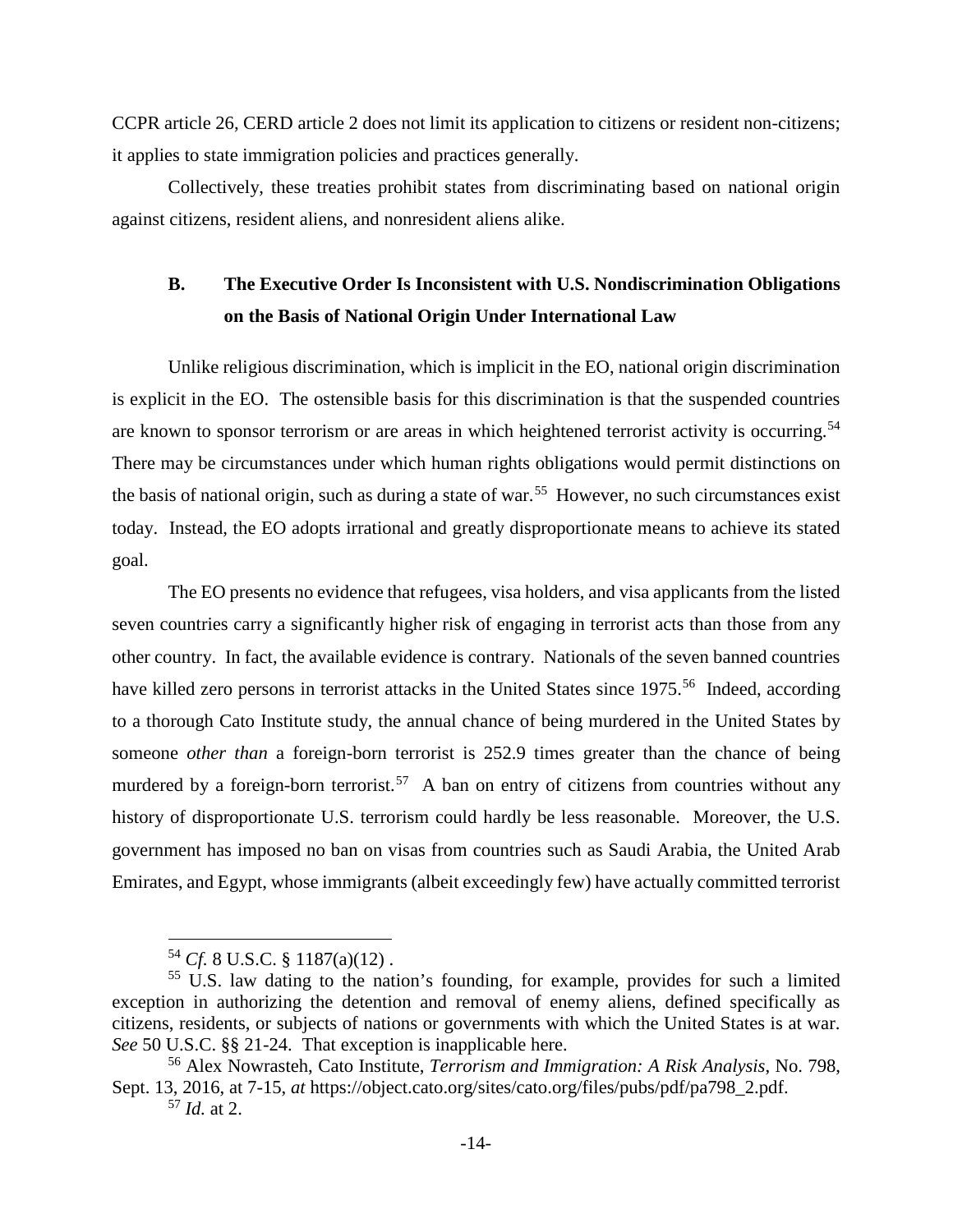CCPR article 26, CERD article 2 does not limit its application to citizens or resident non-citizens; it applies to state immigration policies and practices generally.

Collectively, these treaties prohibit states from discriminating based on national origin against citizens, resident aliens, and nonresident aliens alike.

### B. The Executive Order Is Inconsistent with U.S. Nondiscrimination Obligations on the Basis of National Origin Under International Law

Unlike religious discrimination, which is implicit in the EO, national origin discrimination is explicit in the EO. The ostensible basis for this discrimination is that the suspended countries are known to sponsor terrorism or are areas in which heightened terrorist activity is occurring.[54] There may be circumstances under which human rights obligations would permit distinctions on the basis of national origin, such as during a state of war.[55] However, no such circumstances exist today. Instead, the EO adopts irrational and greatly disproportionate means to achieve its stated goal.

The EO presents no evidence that refugees, visa holders, and visa applicants from the listed seven countries carry a significantly higher risk of engaging in terrorist acts than those from any other country. In fact, the available evidence is contrary. Nationals of the seven banned countries have killed zero persons in terrorist attacks in the United States since 1975.[56] Indeed, according to a thorough Cato Institute study, the annual chance of being murdered in the United States by someone *other than* a foreign-born terrorist is 252.9 times greater than the chance of being murdered by a foreign-born terrorist.[57] A ban on entry of citizens from countries without any history of disproportionate U.S. terrorism could hardly be less reasonable. Moreover, the U.S. government has imposed no ban on visas from countries such as Saudi Arabia, the United Arab Emirates, and Egypt, whose immigrants (albeit exceedingly few) have actually committed terrorist

---

[54] *Cf.* 8 U.S.C. § 1187(a)(12) .

[55] U.S. law dating to the nation's founding, for example, provides for such a limited exception in authorizing the detention and removal of enemy aliens, defined specifically as citizens, residents, or subjects of nations or governments with which the United States is at war. *See* 50 U.S.C. §§ 21-24. That exception is inapplicable here.

[56] Alex Nowrasteh, Cato Institute, *Terrorism and Immigration: A Risk Analysis*, No. 798, Sept. 13, 2016, at 7-15, *at* https://object.cato.org/sites/cato.org/files/pubs/pdf/pa798_2.pdf.

[57] *Id.* at 2.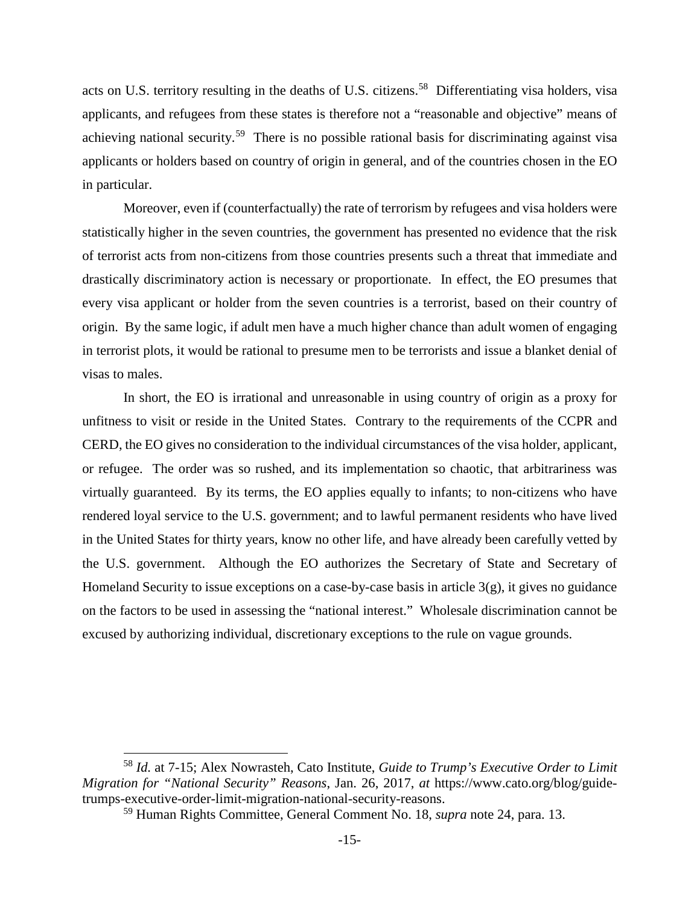acts on U.S. territory resulting in the deaths of U.S. citizens.[58] Differentiating visa holders, visa applicants, and refugees from these states is therefore not a "reasonable and objective" means of achieving national security.[59] There is no possible rational basis for discriminating against visa applicants or holders based on country of origin in general, and of the countries chosen in the EO in particular.

Moreover, even if (counterfactually) the rate of terrorism by refugees and visa holders were statistically higher in the seven countries, the government has presented no evidence that the risk of terrorist acts from non-citizens from those countries presents such a threat that immediate and drastically discriminatory action is necessary or proportionate. In effect, the EO presumes that every visa applicant or holder from the seven countries is a terrorist, based on their country of origin. By the same logic, if adult men have a much higher chance than adult women of engaging in terrorist plots, it would be rational to presume men to be terrorists and issue a blanket denial of visas to males.

In short, the EO is irrational and unreasonable in using country of origin as a proxy for unfitness to visit or reside in the United States. Contrary to the requirements of the CCPR and CERD, the EO gives no consideration to the individual circumstances of the visa holder, applicant, or refugee. The order was so rushed, and its implementation so chaotic, that arbitrariness was virtually guaranteed. By its terms, the EO applies equally to infants; to non-citizens who have rendered loyal service to the U.S. government; and to lawful permanent residents who have lived in the United States for thirty years, know no other life, and have already been carefully vetted by the U.S. government. Although the EO authorizes the Secretary of State and Secretary of Homeland Security to issue exceptions on a case-by-case basis in article 3(g), it gives no guidance on the factors to be used in assessing the "national interest." Wholesale discrimination cannot be excused by authorizing individual, discretionary exceptions to the rule on vague grounds.

---

[58] *Id.* at 7-15; Alex Nowrasteh, Cato Institute, *Guide to Trump's Executive Order to Limit Migration for "National Security" Reasons*, Jan. 26, 2017, *at* https://www.cato.org/blog/guide-trumps-executive-order-limit-migration-national-security-reasons.

[59] Human Rights Committee, General Comment No. 18, *supra* note 24, para. 13.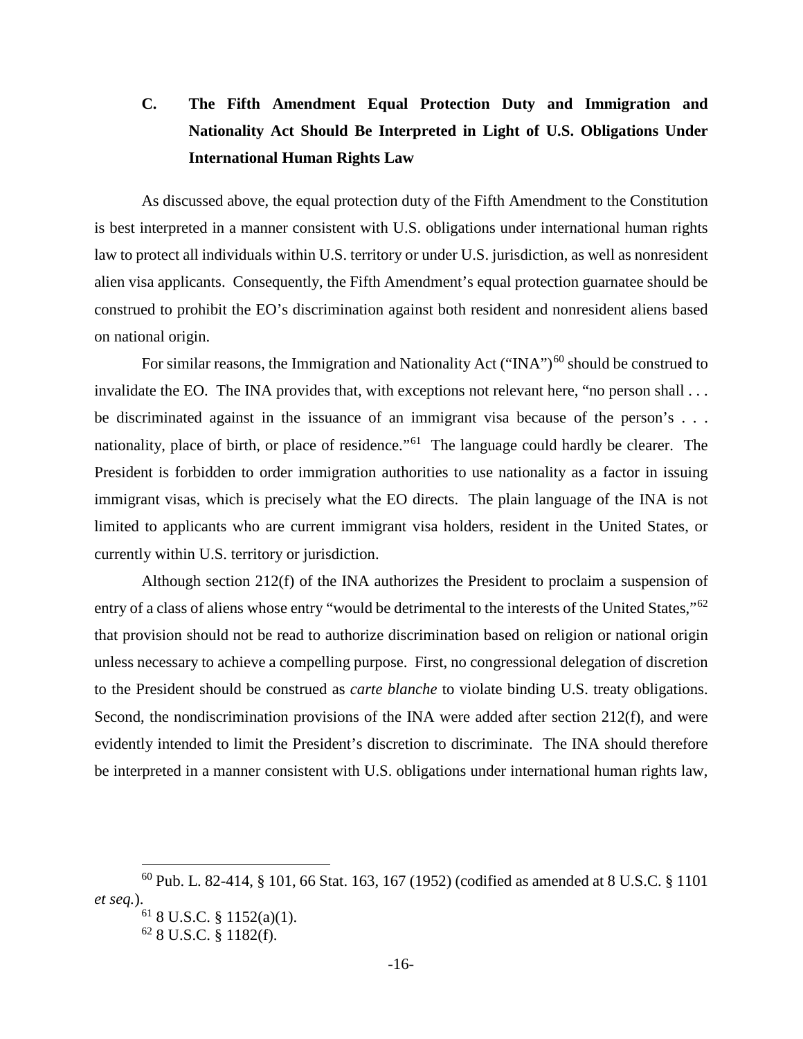### C. The Fifth Amendment Equal Protection Duty and Immigration and Nationality Act Should Be Interpreted in Light of U.S. Obligations Under International Human Rights Law

As discussed above, the equal protection duty of the Fifth Amendment to the Constitution is best interpreted in a manner consistent with U.S. obligations under international human rights law to protect all individuals within U.S. territory or under U.S. jurisdiction, as well as nonresident alien visa applicants. Consequently, the Fifth Amendment's equal protection guarantee should be construed to prohibit the EO's discrimination against both resident and nonresident aliens based on national origin.

For similar reasons, the Immigration and Nationality Act ("INA")[60] should be construed to invalidate the EO. The INA provides that, with exceptions not relevant here, "no person shall . . . be discriminated against in the issuance of an immigrant visa because of the person's . . . nationality, place of birth, or place of residence."[61] The language could hardly be clearer. The President is forbidden to order immigration authorities to use nationality as a factor in issuing immigrant visas, which is precisely what the EO directs. The plain language of the INA is not limited to applicants who are current immigrant visa holders, resident in the United States, or currently within U.S. territory or jurisdiction.

Although section 212(f) of the INA authorizes the President to proclaim a suspension of entry of a class of aliens whose entry "would be detrimental to the interests of the United States,"[62] that provision should not be read to authorize discrimination based on religion or national origin unless necessary to achieve a compelling purpose. First, no congressional delegation of discretion to the President should be construed as *carte blanche* to violate binding U.S. treaty obligations. Second, the nondiscrimination provisions of the INA were added after section 212(f), and were evidently intended to limit the President's discretion to discriminate. The INA should therefore be interpreted in a manner consistent with U.S. obligations under international human rights law,

---

[60] Pub. L. 82-414, § 101, 66 Stat. 163, 167 (1952) (codified as amended at 8 U.S.C. § 1101 *et seq.*).

[61] 8 U.S.C. § 1152(a)(1).

[62] 8 U.S.C. § 1182(f).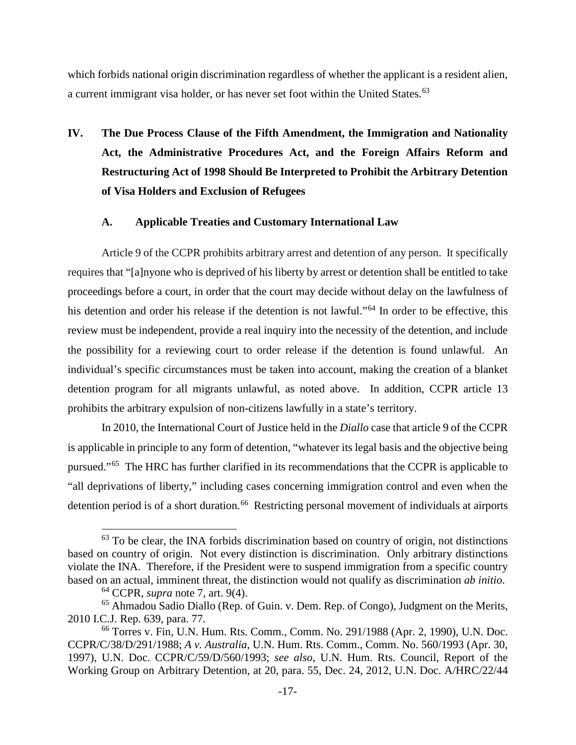which forbids national origin discrimination regardless of whether the applicant is a resident alien, a current immigrant visa holder, or has never set foot within the United States.[63]

## IV. The Due Process Clause of the Fifth Amendment, the Immigration and Nationality Act, the Administrative Procedures Act, and the Foreign Affairs Reform and Restructuring Act of 1998 Should Be Interpreted to Prohibit the Arbitrary Detention of Visa Holders and Exclusion of Refugees

### A. Applicable Treaties and Customary International Law

Article 9 of the CCPR prohibits arbitrary arrest and detention of any person. It specifically requires that "[a]nyone who is deprived of his liberty by arrest or detention shall be entitled to take proceedings before a court, in order that the court may decide without delay on the lawfulness of his detention and order his release if the detention is not lawful."[64] In order to be effective, this review must be independent, provide a real inquiry into the necessity of the detention, and include the possibility for a reviewing court to order release if the detention is found unlawful. An individual's specific circumstances must be taken into account, making the creation of a blanket detention program for all migrants unlawful, as noted above. In addition, CCPR article 13 prohibits the arbitrary expulsion of non-citizens lawfully in a state's territory.

In 2010, the International Court of Justice held in the *Diallo* case that article 9 of the CCPR is applicable in principle to any form of detention, "whatever its legal basis and the objective being pursued."[65] The HRC has further clarified in its recommendations that the CCPR is applicable to "all deprivations of liberty," including cases concerning immigration control and even when the detention period is of a short duration.[66] Restricting personal movement of individuals at airports

---

[63] To be clear, the INA forbids discrimination based on country of origin, not distinctions based on country of origin. Not every distinction is discrimination. Only arbitrary distinctions violate the INA. Therefore, if the President were to suspend immigration from a specific country based on an actual, imminent threat, the distinction would not qualify as discrimination *ab initio*.

[64] CCPR, *supra* note 7, art. 9(4).

[65] Ahmadou Sadio Diallo (Rep. of Guin. v. Dem. Rep. of Congo), Judgment on the Merits, 2010 I.C.J. Rep. 639, para. 77.

[66] Torres v. Fin, U.N. Hum. Rts. Comm., Comm. No. 291/1988 (Apr. 2, 1990), U.N. Doc. CCPR/C/38/D/291/1988; *A v. Australia*, U.N. Hum. Rts. Comm., Comm. No. 560/1993 (Apr. 30, 1997), U.N. Doc. CCPR/C/59/D/560/1993; *see also*, U.N. Hum. Rts. Council, Report of the Working Group on Arbitrary Detention, at 20, para. 55, Dec. 24, 2012, U.N. Doc. A/HRC/22/44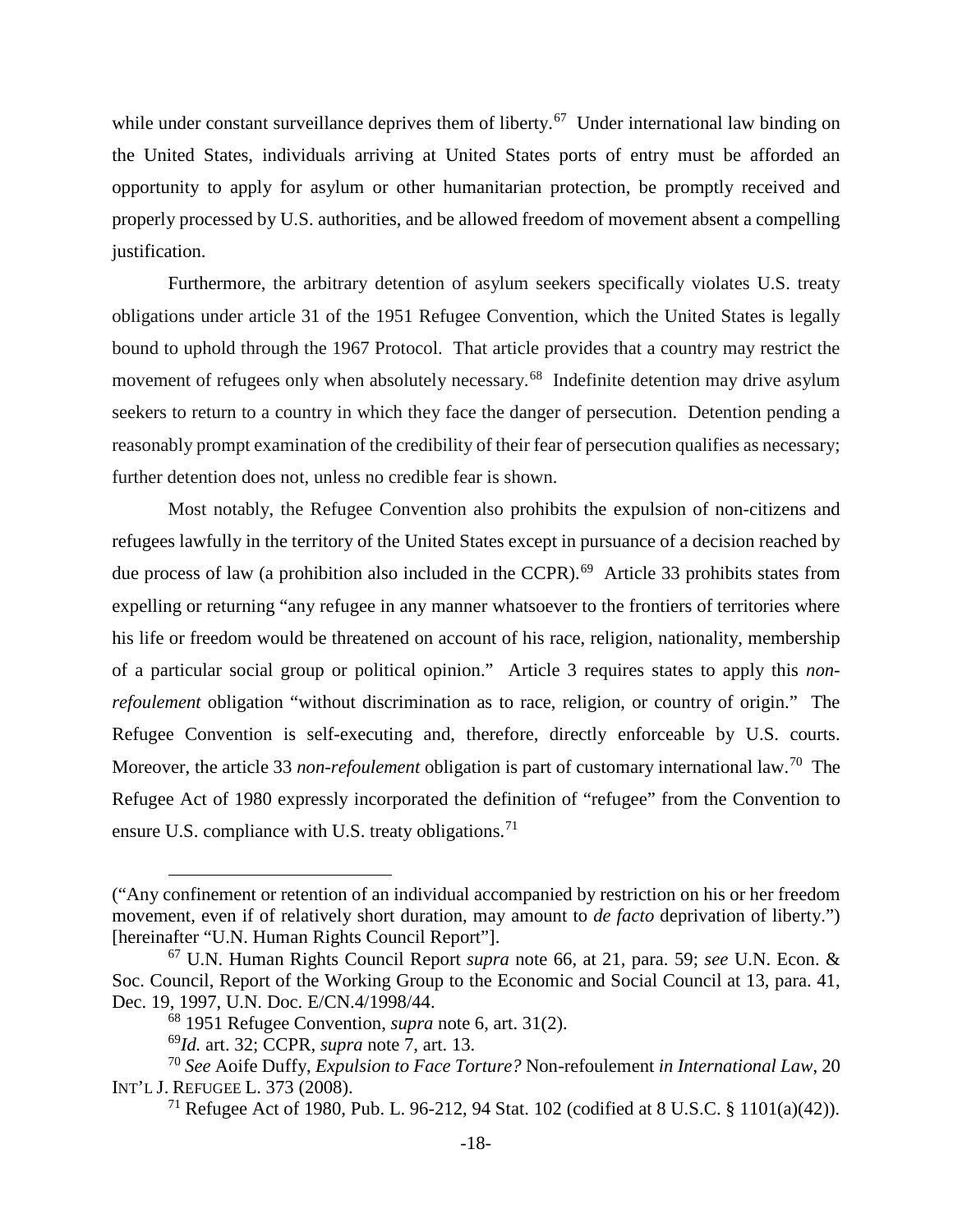while under constant surveillance deprives them of liberty.[67] Under international law binding on the United States, individuals arriving at United States ports of entry must be afforded an opportunity to apply for asylum or other humanitarian protection, be promptly received and properly processed by U.S. authorities, and be allowed freedom of movement absent a compelling justification.

Furthermore, the arbitrary detention of asylum seekers specifically violates U.S. treaty obligations under article 31 of the 1951 Refugee Convention, which the United States is legally bound to uphold through the 1967 Protocol. That article provides that a country may restrict the movement of refugees only when absolutely necessary.[68] Indefinite detention may drive asylum seekers to return to a country in which they face the danger of persecution. Detention pending a reasonably prompt examination of the credibility of their fear of persecution qualifies as necessary; further detention does not, unless no credible fear is shown.

Most notably, the Refugee Convention also prohibits the expulsion of non-citizens and refugees lawfully in the territory of the United States except in pursuance of a decision reached by due process of law (a prohibition also included in the CCPR).[69] Article 33 prohibits states from expelling or returning "any refugee in any manner whatsoever to the frontiers of territories where his life or freedom would be threatened on account of his race, religion, nationality, membership of a particular social group or political opinion." Article 3 requires states to apply this *non-refoulement* obligation "without discrimination as to race, religion, or country of origin." The Refugee Convention is self-executing and, therefore, directly enforceable by U.S. courts. Moreover, the article 33 *non-refoulement* obligation is part of customary international law.[70] The Refugee Act of 1980 expressly incorporated the definition of "refugee" from the Convention to ensure U.S. compliance with U.S. treaty obligations.[71]

---

("Any confinement or retention of an individual accompanied by restriction on his or her freedom movement, even if of relatively short duration, may amount to *de facto* deprivation of liberty.") [hereinafter "U.N. Human Rights Council Report"].

[67] U.N. Human Rights Council Report *supra* note 66, at 21, para. 59; *see* U.N. Econ. & Soc. Council, Report of the Working Group to the Economic and Social Council at 13, para. 41, Dec. 19, 1997, U.N. Doc. E/CN.4/1998/44.

[68] 1951 Refugee Convention, *supra* note 6, art. 31(2).

[69] *Id.* art. 32; CCPR, *supra* note 7, art. 13.

[70] *See* Aoife Duffy, *Expulsion to Face Torture?* Non-refoulement *in International Law*, 20 INT'L J. REFUGEE L. 373 (2008).

[71] Refugee Act of 1980, Pub. L. 96-212, 94 Stat. 102 (codified at 8 U.S.C. § 1101(a)(42)).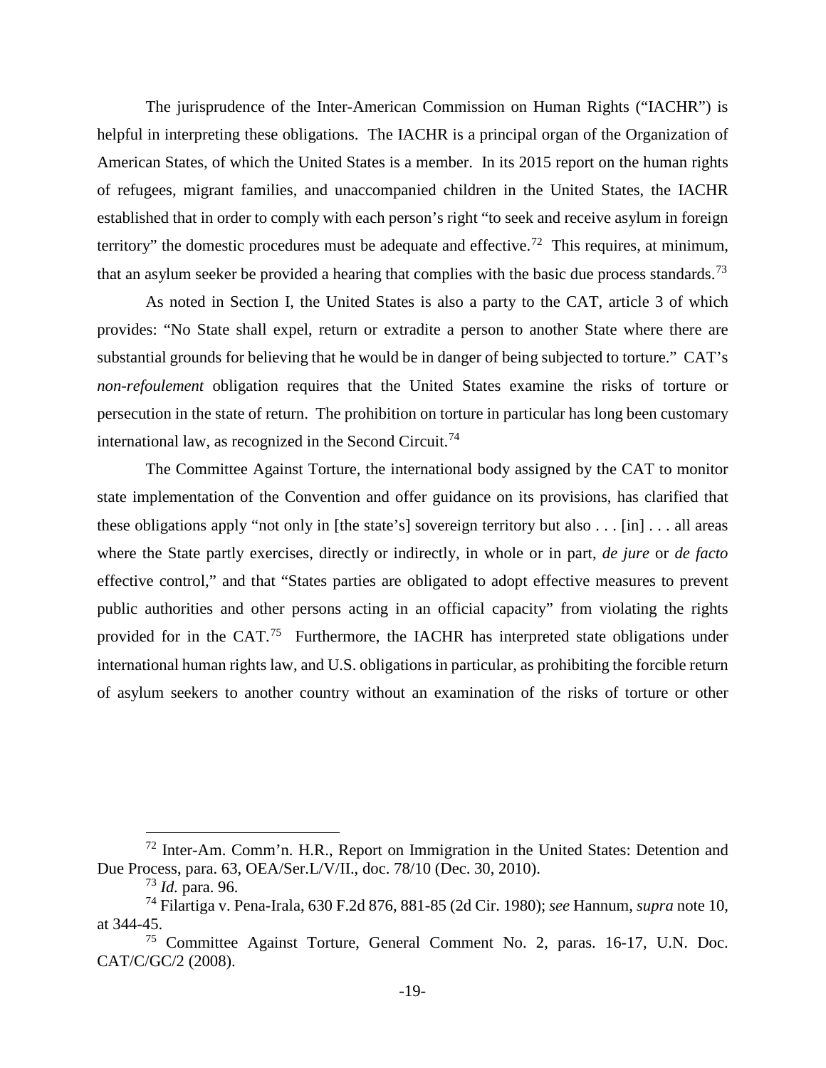The jurisprudence of the Inter-American Commission on Human Rights ("IACHR") is helpful in interpreting these obligations. The IACHR is a principal organ of the Organization of American States, of which the United States is a member. In its 2015 report on the human rights of refugees, migrant families, and unaccompanied children in the United States, the IACHR established that in order to comply with each person's right "to seek and receive asylum in foreign territory" the domestic procedures must be adequate and effective.[72] This requires, at minimum, that an asylum seeker be provided a hearing that complies with the basic due process standards.[73]

As noted in Section I, the United States is also a party to the CAT, article 3 of which provides: "No State shall expel, return or extradite a person to another State where there are substantial grounds for believing that he would be in danger of being subjected to torture." CAT's *non-refoulement* obligation requires that the United States examine the risks of torture or persecution in the state of return. The prohibition on torture in particular has long been customary international law, as recognized in the Second Circuit.[74]

The Committee Against Torture, the international body assigned by the CAT to monitor state implementation of the Convention and offer guidance on its provisions, has clarified that these obligations apply "not only in [the state's] sovereign territory but also . . . [in] . . . all areas where the State partly exercises, directly or indirectly, in whole or in part, *de jure* or *de facto* effective control," and that "States parties are obligated to adopt effective measures to prevent public authorities and other persons acting in an official capacity" from violating the rights provided for in the CAT.[75] Furthermore, the IACHR has interpreted state obligations under international human rights law, and U.S. obligations in particular, as prohibiting the forcible return of asylum seekers to another country without an examination of the risks of torture or other

---

[72] Inter-Am. Comm'n. H.R., Report on Immigration in the United States: Detention and Due Process, para. 63, OEA/Ser.L/V/II., doc. 78/10 (Dec. 30, 2010).

[73] *Id.* para. 96.

[74] Filartiga v. Pena-Irala, 630 F.2d 876, 881-85 (2d Cir. 1980); *see* Hannum, *supra* note 10, at 344-45.

[75] Committee Against Torture, General Comment No. 2, paras. 16-17, U.N. Doc. CAT/C/GC/2 (2008).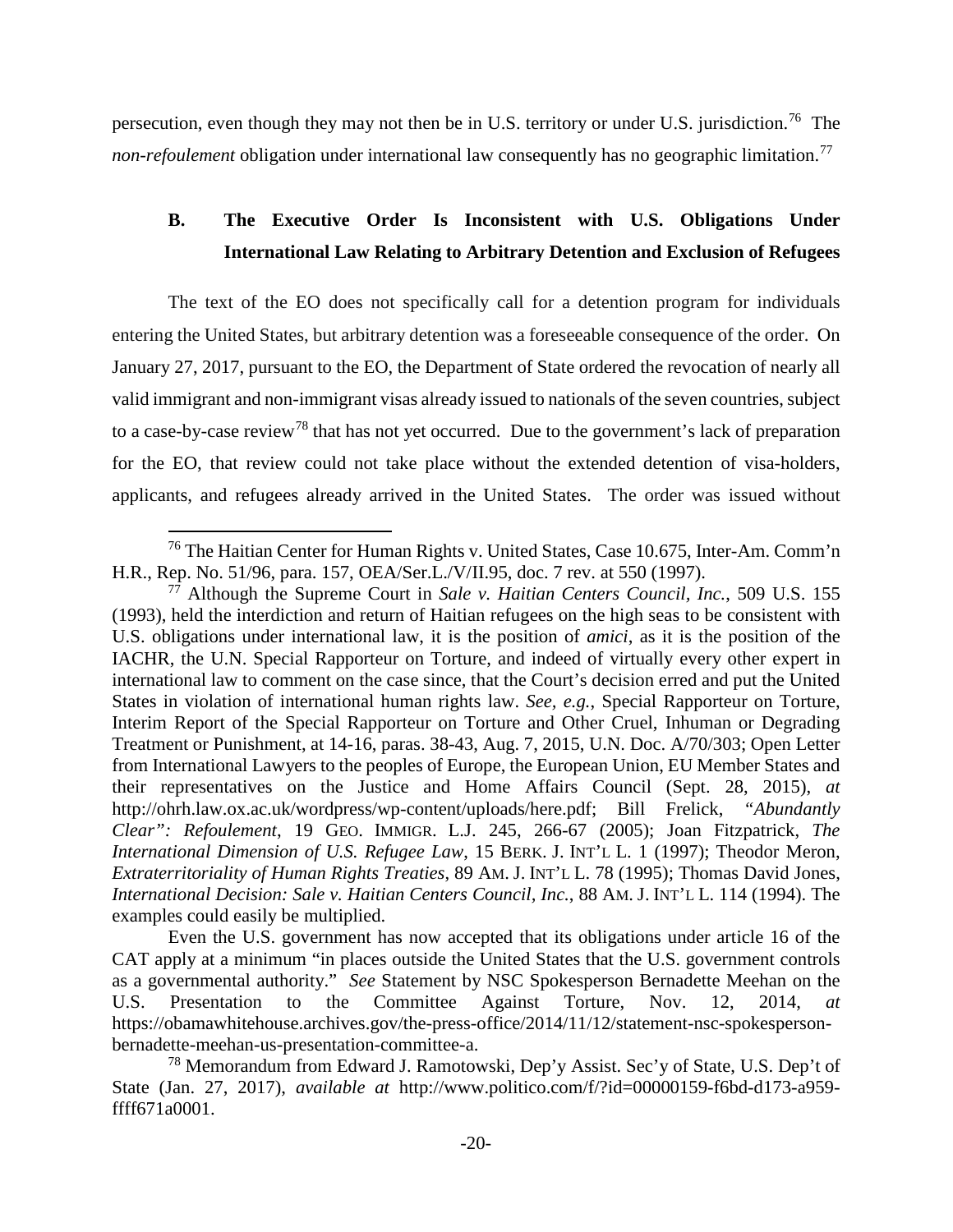persecution, even though they may not then be in U.S. territory or under U.S. jurisdiction.[76] The *non-refoulement* obligation under international law consequently has no geographic limitation.[77]

### B. The Executive Order Is Inconsistent with U.S. Obligations Under International Law Relating to Arbitrary Detention and Exclusion of Refugees

The text of the EO does not specifically call for a detention program for individuals entering the United States, but arbitrary detention was a foreseeable consequence of the order. On January 27, 2017, pursuant to the EO, the Department of State ordered the revocation of nearly all valid immigrant and non-immigrant visas already issued to nationals of the seven countries, subject to a case-by-case review[78] that has not yet occurred. Due to the government's lack of preparation for the EO, that review could not take place without the extended detention of visa-holders, applicants, and refugees already arrived in the United States. The order was issued without

---

[76] The Haitian Center for Human Rights v. United States, Case 10.675, Inter-Am. Comm'n H.R., Rep. No. 51/96, para. 157, OEA/Ser.L./V/II.95, doc. 7 rev. at 550 (1997).

[77] Although the Supreme Court in *Sale v. Haitian Centers Council, Inc.*, 509 U.S. 155 (1993), held the interdiction and return of Haitian refugees on the high seas to be consistent with U.S. obligations under international law, it is the position of *amici*, as it is the position of the IACHR, the U.N. Special Rapporteur on Torture, and indeed of virtually every other expert in international law to comment on the case since, that the Court's decision erred and put the United States in violation of international human rights law. *See, e.g.*, Special Rapporteur on Torture, Interim Report of the Special Rapporteur on Torture and Other Cruel, Inhuman or Degrading Treatment or Punishment, at 14-16, paras. 38-43, Aug. 7, 2015, U.N. Doc. A/70/303; Open Letter from International Lawyers to the peoples of Europe, the European Union, EU Member States and their representatives on the Justice and Home Affairs Council (Sept. 28, 2015), *at* http://ohrh.law.ox.ac.uk/wordpress/wp-content/uploads/here.pdf; Bill Frelick, *"Abundantly Clear": Refoulement*, 19 GEO. IMMIGR. L.J. 245, 266-67 (2005); Joan Fitzpatrick, *The International Dimension of U.S. Refugee Law*, 15 BERK. J. INT'L L. 1 (1997); Theodor Meron, *Extraterritoriality of Human Rights Treaties*, 89 AM. J. INT'L L. 78 (1995); Thomas David Jones, *International Decision: Sale v. Haitian Centers Council, Inc.*, 88 AM. J. INT'L L. 114 (1994). The examples could easily be multiplied.

Even the U.S. government has now accepted that its obligations under article 16 of the CAT apply at a minimum "in places outside the United States that the U.S. government controls as a governmental authority." *See* Statement by NSC Spokesperson Bernadette Meehan on the U.S. Presentation to the Committee Against Torture, Nov. 12, 2014, *at* https://obamawhitehouse.archives.gov/the-press-office/2014/11/12/statement-nsc-spokesperson-bernadette-meehan-us-presentation-committee-a.

[78] Memorandum from Edward J. Ramotowski, Dep'y Assist. Sec'y of State, U.S. Dep't of State (Jan. 27, 2017), *available at* http://www.politico.com/f/?id=00000159-f6bd-d173-a959-ffff671a0001.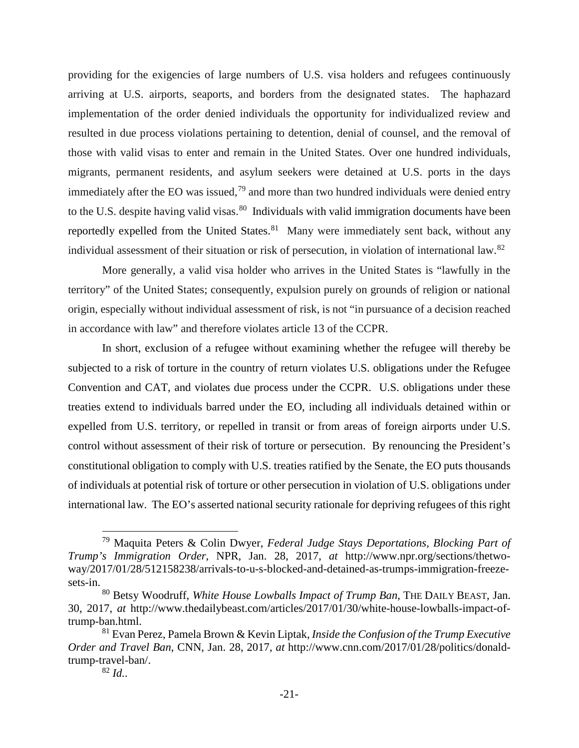providing for the exigencies of large numbers of U.S. visa holders and refugees continuously arriving at U.S. airports, seaports, and borders from the designated states. The haphazard implementation of the order denied individuals the opportunity for individualized review and resulted in due process violations pertaining to detention, denial of counsel, and the removal of those with valid visas to enter and remain in the United States. Over one hundred individuals, migrants, permanent residents, and asylum seekers were detained at U.S. ports in the days immediately after the EO was issued,[79] and more than two hundred individuals were denied entry to the U.S. despite having valid visas.[80] Individuals with valid immigration documents have been reportedly expelled from the United States.[81] Many were immediately sent back, without any individual assessment of their situation or risk of persecution, in violation of international law.[82]

More generally, a valid visa holder who arrives in the United States is "lawfully in the territory" of the United States; consequently, expulsion purely on grounds of religion or national origin, especially without individual assessment of risk, is not "in pursuance of a decision reached in accordance with law" and therefore violates article 13 of the CCPR.

In short, exclusion of a refugee without examining whether the refugee will thereby be subjected to a risk of torture in the country of return violates U.S. obligations under the Refugee Convention and CAT, and violates due process under the CCPR. U.S. obligations under these treaties extend to individuals barred under the EO, including all individuals detained within or expelled from U.S. territory, or repelled in transit or from areas of foreign airports under U.S. control without assessment of their risk of torture or persecution. By renouncing the President's constitutional obligation to comply with U.S. treaties ratified by the Senate, the EO puts thousands of individuals at potential risk of torture or other persecution in violation of U.S. obligations under international law. The EO's asserted national security rationale for depriving refugees of this right

---

[79] Maquita Peters & Colin Dwyer, *Federal Judge Stays Deportations, Blocking Part of Trump's Immigration Order*, NPR, Jan. 28, 2017, *at* http://www.npr.org/sections/thetwo-way/2017/01/28/512158238/arrivals-to-u-s-blocked-and-detained-as-trumps-immigration-freeze-sets-in.

[80] Betsy Woodruff, *White House Lowballs Impact of Trump Ban*, THE DAILY BEAST, Jan. 30, 2017, *at* http://www.thedailybeast.com/articles/2017/01/30/white-house-lowballs-impact-of-trump-ban.html.

[81] Evan Perez, Pamela Brown & Kevin Liptak, *Inside the Confusion of the Trump Executive Order and Travel Ban*, CNN, Jan. 28, 2017, *at* http://www.cnn.com/2017/01/28/politics/donald-trump-travel-ban/.

[82] *Id.*.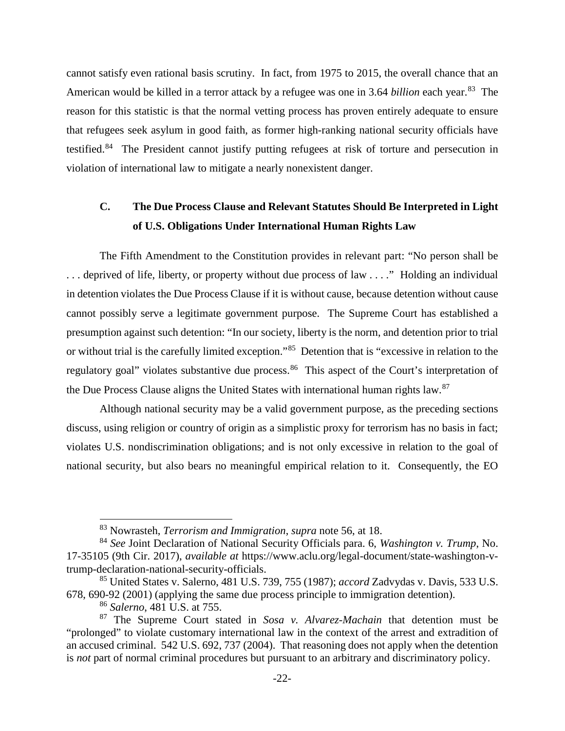cannot satisfy even rational basis scrutiny. In fact, from 1975 to 2015, the overall chance that an American would be killed in a terror attack by a refugee was one in 3.64 *billion* each year.[83] The reason for this statistic is that the normal vetting process has proven entirely adequate to ensure that refugees seek asylum in good faith, as former high-ranking national security officials have testified.[84] The President cannot justify putting refugees at risk of torture and persecution in violation of international law to mitigate a nearly nonexistent danger.

### C. The Due Process Clause and Relevant Statutes Should Be Interpreted in Light of U.S. Obligations Under International Human Rights Law

The Fifth Amendment to the Constitution provides in relevant part: "No person shall be . . . deprived of life, liberty, or property without due process of law . . . ." Holding an individual in detention violates the Due Process Clause if it is without cause, because detention without cause cannot possibly serve a legitimate government purpose. The Supreme Court has established a presumption against such detention: "In our society, liberty is the norm, and detention prior to trial or without trial is the carefully limited exception."[85] Detention that is "excessive in relation to the regulatory goal" violates substantive due process.[86] This aspect of the Court's interpretation of the Due Process Clause aligns the United States with international human rights law.[87]

Although national security may be a valid government purpose, as the preceding sections discuss, using religion or country of origin as a simplistic proxy for terrorism has no basis in fact; violates U.S. nondiscrimination obligations; and is not only excessive in relation to the goal of national security, but also bears no meaningful empirical relation to it. Consequently, the EO

---

[83] Nowrasteh, *Terrorism and Immigration*, *supra* note 56, at 18.

[84] *See* Joint Declaration of National Security Officials para. 6, *Washington v. Trump*, No. 17-35105 (9th Cir. 2017), *available at* https://www.aclu.org/legal-document/state-washington-v-trump-declaration-national-security-officials.

[85] United States v. Salerno, 481 U.S. 739, 755 (1987); *accord* Zadvydas v. Davis, 533 U.S. 678, 690-92 (2001) (applying the same due process principle to immigration detention).

[86] *Salerno*, 481 U.S. at 755.

[87] The Supreme Court stated in *Sosa v. Alvarez-Machain* that detention must be "prolonged" to violate customary international law in the context of the arrest and extradition of an accused criminal. 542 U.S. 692, 737 (2004). That reasoning does not apply when the detention is *not* part of normal criminal procedures but pursuant to an arbitrary and discriminatory policy.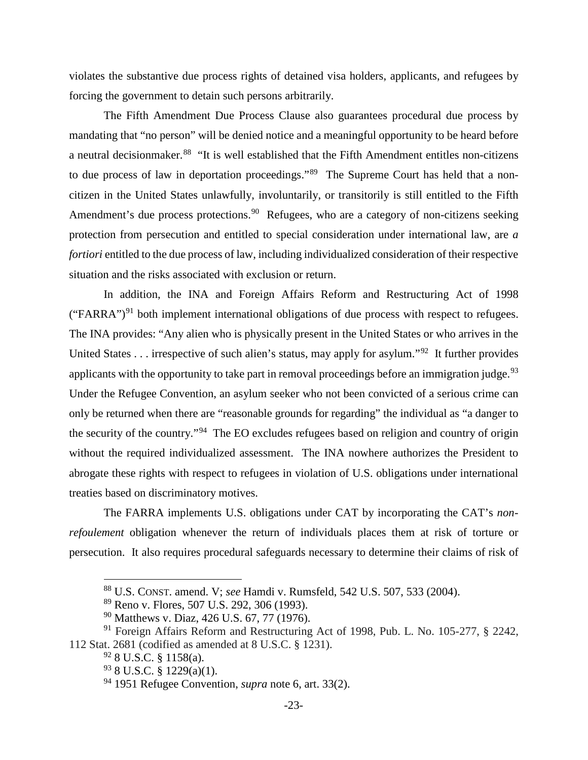violates the substantive due process rights of detained visa holders, applicants, and refugees by forcing the government to detain such persons arbitrarily.

The Fifth Amendment Due Process Clause also guarantees procedural due process by mandating that "no person" will be denied notice and a meaningful opportunity to be heard before a neutral decisionmaker.[88] "It is well established that the Fifth Amendment entitles non-citizens to due process of law in deportation proceedings."[89] The Supreme Court has held that a non-citizen in the United States unlawfully, involuntarily, or transitorily is still entitled to the Fifth Amendment's due process protections.[90] Refugees, who are a category of non-citizens seeking protection from persecution and entitled to special consideration under international law, are *a fortiori* entitled to the due process of law, including individualized consideration of their respective situation and the risks associated with exclusion or return.

In addition, the INA and Foreign Affairs Reform and Restructuring Act of 1998 ("FARRA")[91] both implement international obligations of due process with respect to refugees. The INA provides: "Any alien who is physically present in the United States or who arrives in the United States . . . irrespective of such alien's status, may apply for asylum."[92] It further provides applicants with the opportunity to take part in removal proceedings before an immigration judge.[93] Under the Refugee Convention, an asylum seeker who not been convicted of a serious crime can only be returned when there are "reasonable grounds for regarding" the individual as "a danger to the security of the country."[94] The EO excludes refugees based on religion and country of origin without the required individualized assessment. The INA nowhere authorizes the President to abrogate these rights with respect to refugees in violation of U.S. obligations under international treaties based on discriminatory motives.

The FARRA implements U.S. obligations under CAT by incorporating the CAT's *non-refoulement* obligation whenever the return of individuals places them at risk of torture or persecution. It also requires procedural safeguards necessary to determine their claims of risk of

---

[88] U.S. CONST. amend. V; *see* Hamdi v. Rumsfeld, 542 U.S. 507, 533 (2004).

[89] Reno v. Flores, 507 U.S. 292, 306 (1993).

[90] Matthews v. Diaz, 426 U.S. 67, 77 (1976).

[91] Foreign Affairs Reform and Restructuring Act of 1998, Pub. L. No. 105-277, § 2242, 112 Stat. 2681 (codified as amended at 8 U.S.C. § 1231).

[92] 8 U.S.C. § 1158(a).

[93] 8 U.S.C. § 1229(a)(1).

[94] 1951 Refugee Convention, *supra* note 6, art. 33(2).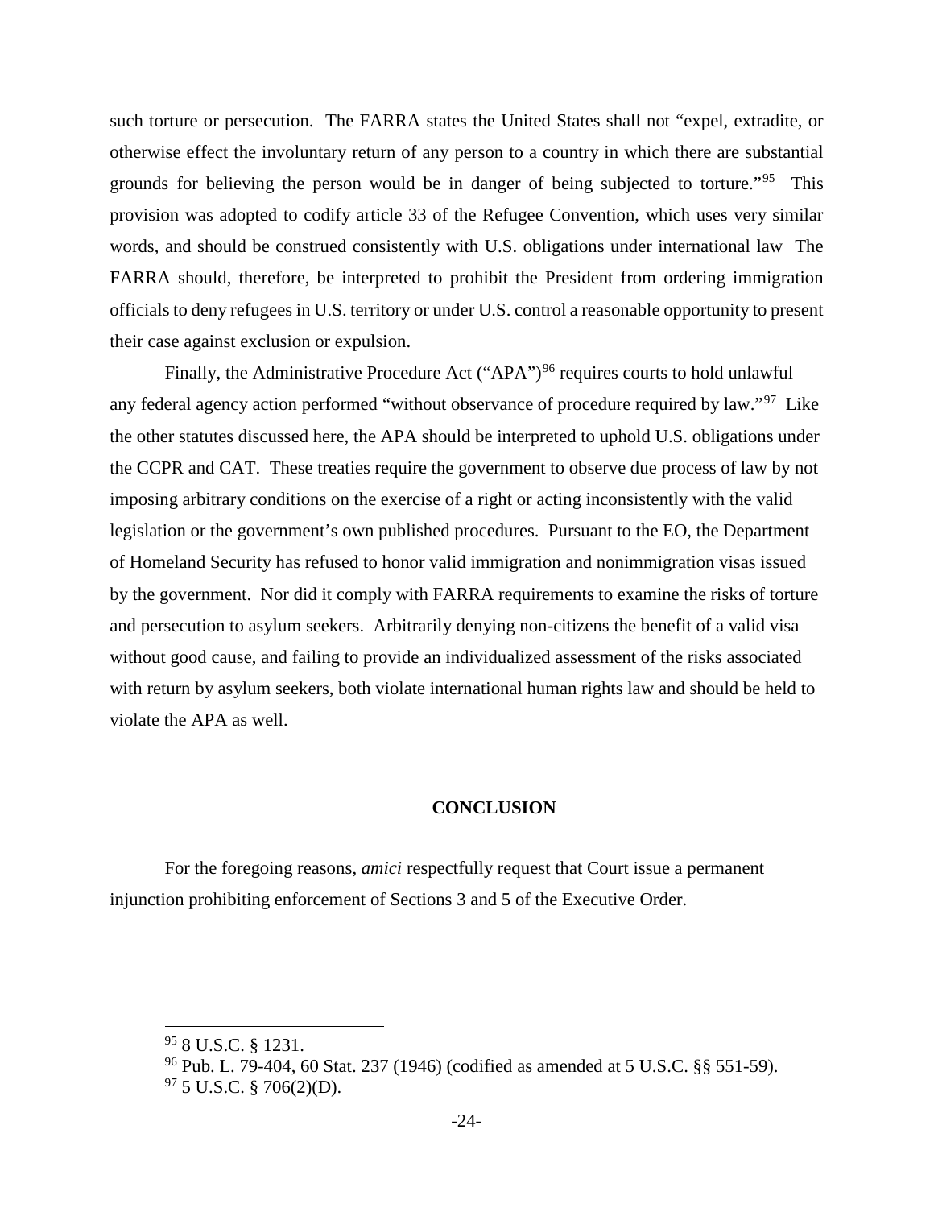such torture or persecution. The FARRA states the United States shall not "expel, extradite, or otherwise effect the involuntary return of any person to a country in which there are substantial grounds for believing the person would be in danger of being subjected to torture."[95] This provision was adopted to codify article 33 of the Refugee Convention, which uses very similar words, and should be construed consistently with U.S. obligations under international law The FARRA should, therefore, be interpreted to prohibit the President from ordering immigration officials to deny refugees in U.S. territory or under U.S. control a reasonable opportunity to present their case against exclusion or expulsion.

Finally, the Administrative Procedure Act ("APA")[96] requires courts to hold unlawful any federal agency action performed "without observance of procedure required by law."[97] Like the other statutes discussed here, the APA should be interpreted to uphold U.S. obligations under the CCPR and CAT. These treaties require the government to observe due process of law by not imposing arbitrary conditions on the exercise of a right or acting inconsistently with the valid legislation or the government's own published procedures. Pursuant to the EO, the Department of Homeland Security has refused to honor valid immigration and nonimmigration visas issued by the government. Nor did it comply with FARRA requirements to examine the risks of torture and persecution to asylum seekers. Arbitrarily denying non-citizens the benefit of a valid visa without good cause, and failing to provide an individualized assessment of the risks associated with return by asylum seekers, both violate international human rights law and should be held to violate the APA as well.

## CONCLUSION

For the foregoing reasons, *amici* respectfully request that Court issue a permanent injunction prohibiting enforcement of Sections 3 and 5 of the Executive Order.

---

[95] 8 U.S.C. § 1231.

[96] Pub. L. 79-404, 60 Stat. 237 (1946) (codified as amended at 5 U.S.C. §§ 551-59).

[97] 5 U.S.C. § 706(2)(D).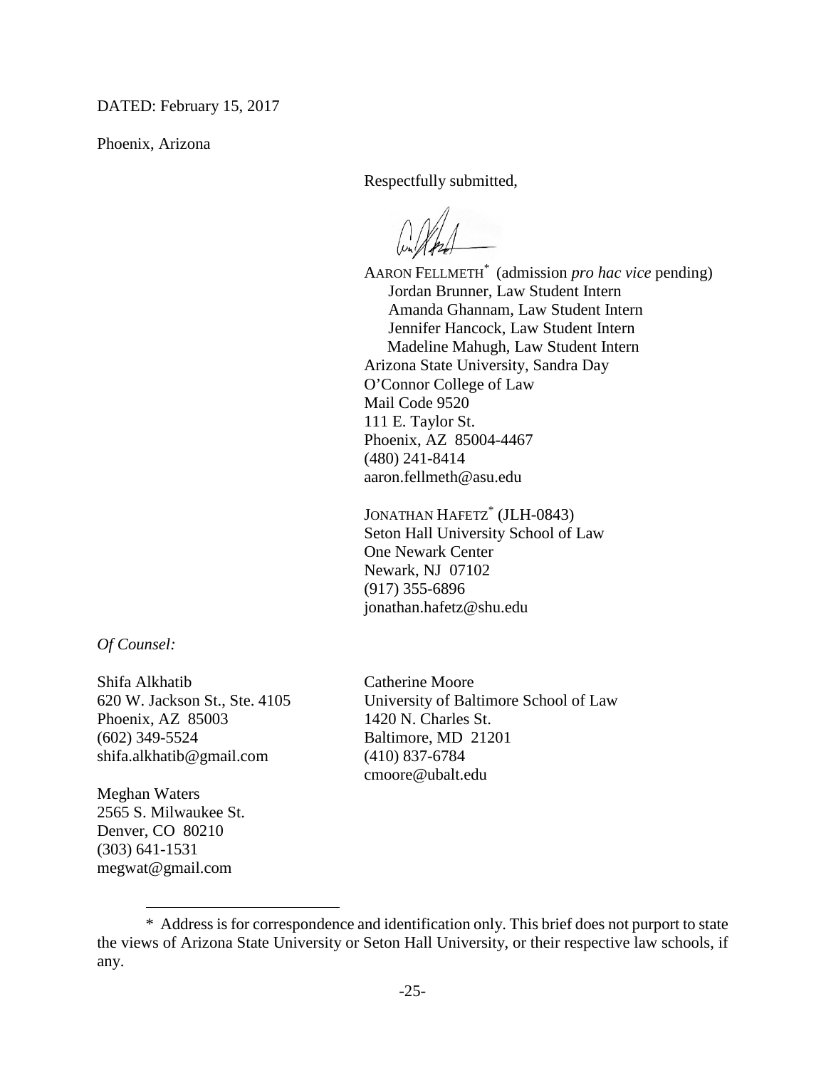DATED: February 15, 2017

Phoenix, Arizona

Respectfully submitted,

AARON FELLMETH* (admission *pro hac vice* pending)
Jordan Brunner, Law Student Intern
Amanda Ghannam, Law Student Intern
Jennifer Hancock, Law Student Intern
Madeline Mahugh, Law Student Intern
Arizona State University, Sandra Day
O'Connor College of Law
Mail Code 9520
111 E. Taylor St.
Phoenix, AZ 85004-4467
(480) 241-8414
aaron.fellmeth@asu.edu

JONATHAN HAFETZ* (JLH-0843)
Seton Hall University School of Law
One Newark Center
Newark, NJ 07102
(917) 355-6896
jonathan.hafetz@shu.edu

*Of Counsel:*

Shifa Alkhatib
620 W. Jackson St., Ste. 4105
Phoenix, AZ 85003
(602) 349-5524
shifa.alkhatib@gmail.com

Meghan Waters
2565 S. Milwaukee St.
Denver, CO 80210
(303) 641-1531
megwat@gmail.com

Catherine Moore
University of Baltimore School of Law
1420 N. Charles St.
Baltimore, MD 21201
(410) 837-6784
cmoore@ubalt.edu

\* Address is for correspondence and identification only. This brief does not purport to state the views of Arizona State University or Seton Hall University, or their respective law schools, if any.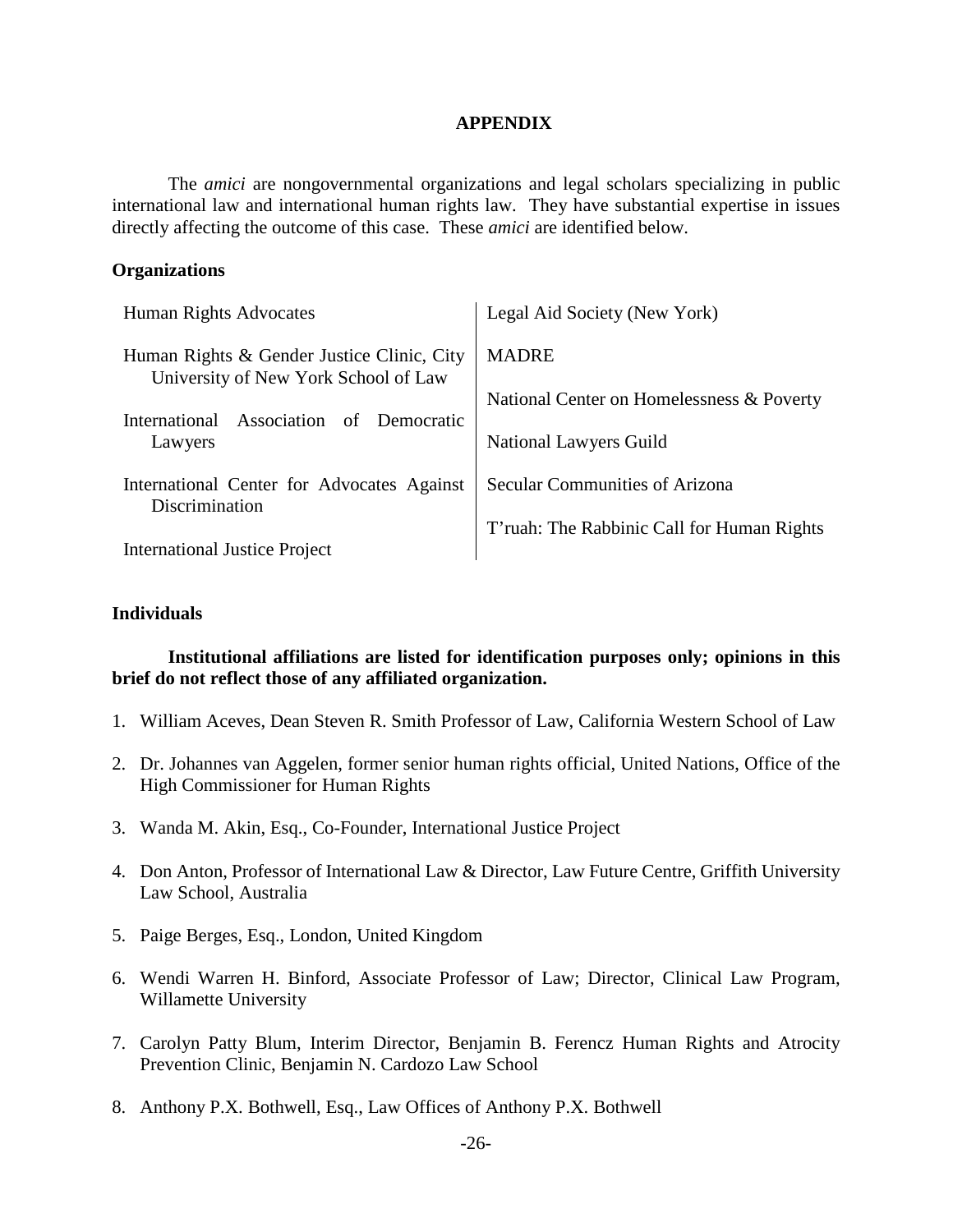# APPENDIX

The *amici* are nongovernmental organizations and legal scholars specializing in public international law and international human rights law. They have substantial expertise in issues directly affecting the outcome of this case. These *amici* are identified below.

## Organizations

- Human Rights Advocates
- Human Rights & Gender Justice Clinic, City University of New York School of Law
- International Association of Democratic Lawyers
- International Center for Advocates Against Discrimination
- International Justice Project
- Legal Aid Society (New York)
- MADRE
- National Center on Homelessness & Poverty
- National Lawyers Guild
- Secular Communities of Arizona
- T'ruah: The Rabbinic Call for Human Rights

## Individuals

**Institutional affiliations are listed for identification purposes only; opinions in this brief do not reflect those of any affiliated organization.**

1. William Aceves, Dean Steven R. Smith Professor of Law, California Western School of Law
2. Dr. Johannes van Aggelen, former senior human rights official, United Nations, Office of the High Commissioner for Human Rights
3. Wanda M. Akin, Esq., Co-Founder, International Justice Project
4. Don Anton, Professor of International Law & Director, Law Future Centre, Griffith University Law School, Australia
5. Paige Berges, Esq., London, United Kingdom
6. Wendi Warren H. Binford, Associate Professor of Law; Director, Clinical Law Program, Willamette University
7. Carolyn Patty Blum, Interim Director, Benjamin B. Ferencz Human Rights and Atrocity Prevention Clinic, Benjamin N. Cardozo Law School
8. Anthony P.X. Bothwell, Esq., Law Offices of Anthony P.X. Bothwell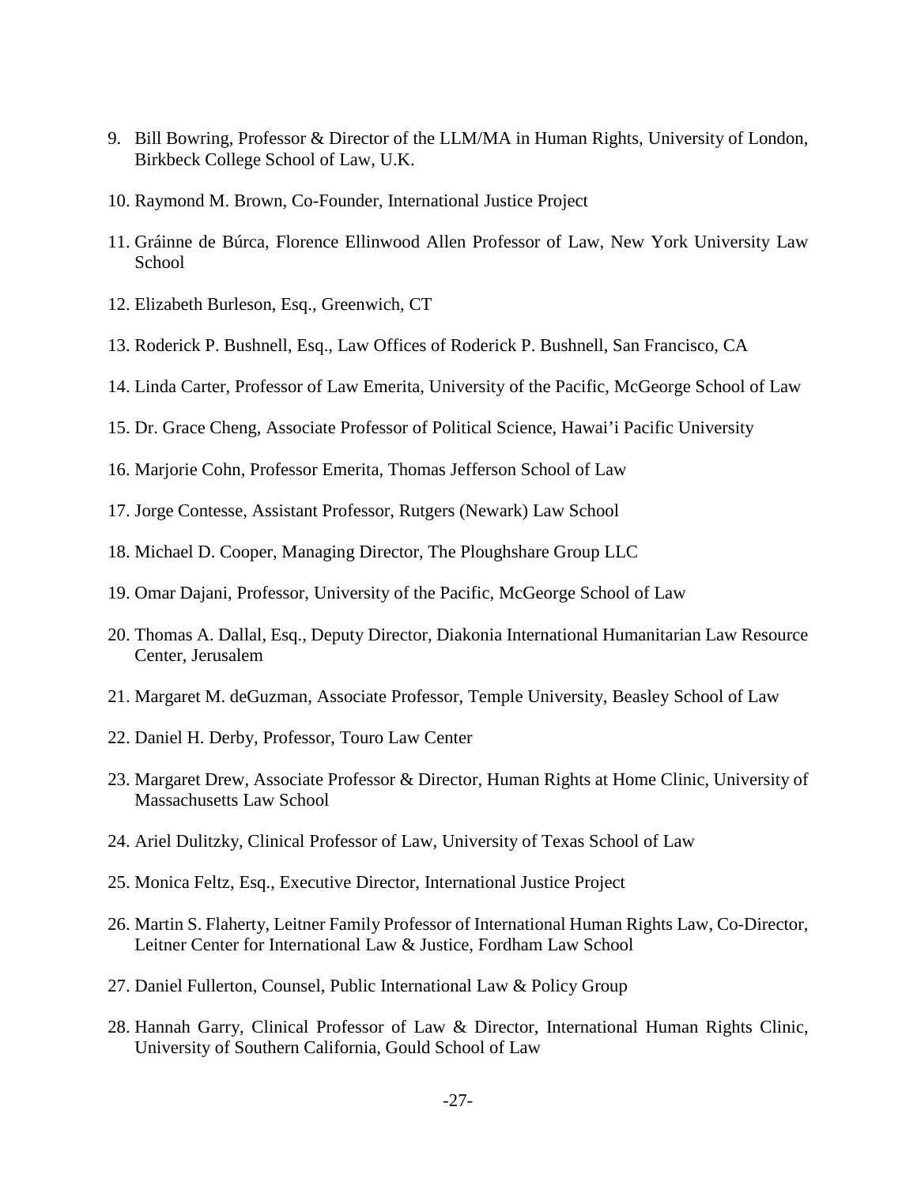9. Bill Bowring, Professor & Director of the LLM/MA in Human Rights, University of London, Birkbeck College School of Law, U.K.

10. Raymond M. Brown, Co-Founder, International Justice Project

11. Gráinne de Búrca, Florence Ellinwood Allen Professor of Law, New York University Law School

12. Elizabeth Burleson, Esq., Greenwich, CT

13. Roderick P. Bushnell, Esq., Law Offices of Roderick P. Bushnell, San Francisco, CA

14. Linda Carter, Professor of Law Emerita, University of the Pacific, McGeorge School of Law

15. Dr. Grace Cheng, Associate Professor of Political Science, Hawai'i Pacific University

16. Marjorie Cohn, Professor Emerita, Thomas Jefferson School of Law

17. Jorge Contesse, Assistant Professor, Rutgers (Newark) Law School

18. Michael D. Cooper, Managing Director, The Ploughshare Group LLC

19. Omar Dajani, Professor, University of the Pacific, McGeorge School of Law

20. Thomas A. Dallal, Esq., Deputy Director, Diakonia International Humanitarian Law Resource Center, Jerusalem

21. Margaret M. deGuzman, Associate Professor, Temple University, Beasley School of Law

22. Daniel H. Derby, Professor, Touro Law Center

23. Margaret Drew, Associate Professor & Director, Human Rights at Home Clinic, University of Massachusetts Law School

24. Ariel Dulitzky, Clinical Professor of Law, University of Texas School of Law

25. Monica Feltz, Esq., Executive Director, International Justice Project

26. Martin S. Flaherty, Leitner Family Professor of International Human Rights Law, Co-Director, Leitner Center for International Law & Justice, Fordham Law School

27. Daniel Fullerton, Counsel, Public International Law & Policy Group

28. Hannah Garry, Clinical Professor of Law & Director, International Human Rights Clinic, University of Southern California, Gould School of Law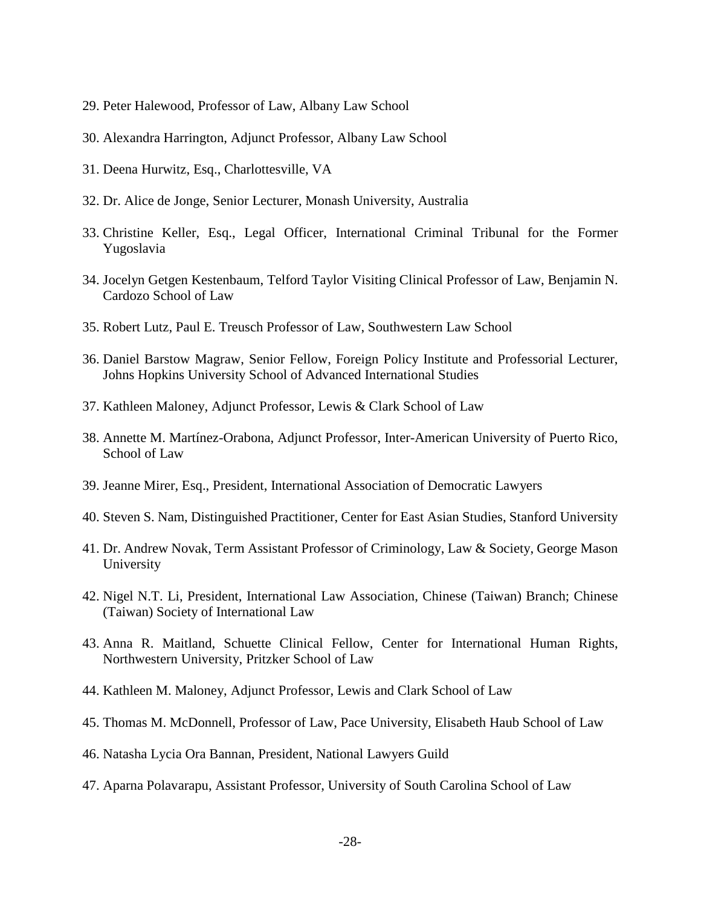29. Peter Halewood, Professor of Law, Albany Law School

30. Alexandra Harrington, Adjunct Professor, Albany Law School

31. Deena Hurwitz, Esq., Charlottesville, VA

32. Dr. Alice de Jonge, Senior Lecturer, Monash University, Australia

33. Christine Keller, Esq., Legal Officer, International Criminal Tribunal for the Former Yugoslavia

34. Jocelyn Getgen Kestenbaum, Telford Taylor Visiting Clinical Professor of Law, Benjamin N. Cardozo School of Law

35. Robert Lutz, Paul E. Treusch Professor of Law, Southwestern Law School

36. Daniel Barstow Magraw, Senior Fellow, Foreign Policy Institute and Professorial Lecturer, Johns Hopkins University School of Advanced International Studies

37. Kathleen Maloney, Adjunct Professor, Lewis & Clark School of Law

38. Annette M. Martínez-Orabona, Adjunct Professor, Inter-American University of Puerto Rico, School of Law

39. Jeanne Mirer, Esq., President, International Association of Democratic Lawyers

40. Steven S. Nam, Distinguished Practitioner, Center for East Asian Studies, Stanford University

41. Dr. Andrew Novak, Term Assistant Professor of Criminology, Law & Society, George Mason University

42. Nigel N.T. Li, President, International Law Association, Chinese (Taiwan) Branch; Chinese (Taiwan) Society of International Law

43. Anna R. Maitland, Schuette Clinical Fellow, Center for International Human Rights, Northwestern University, Pritzker School of Law

44. Kathleen M. Maloney, Adjunct Professor, Lewis and Clark School of Law

45. Thomas M. McDonnell, Professor of Law, Pace University, Elisabeth Haub School of Law

46. Natasha Lycia Ora Bannan, President, National Lawyers Guild

47. Aparna Polavarapu, Assistant Professor, University of South Carolina School of Law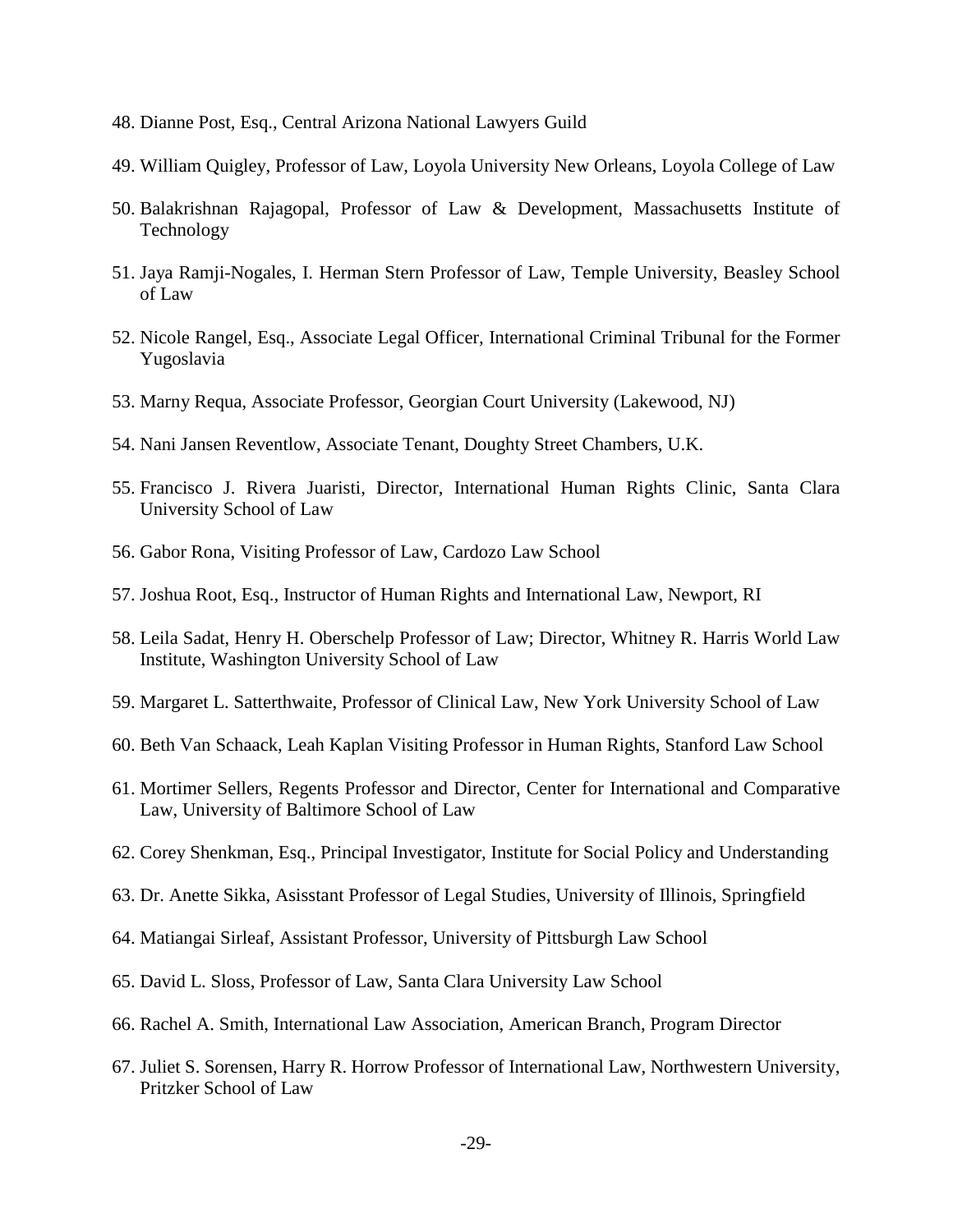48. Dianne Post, Esq., Central Arizona National Lawyers Guild

49. William Quigley, Professor of Law, Loyola University New Orleans, Loyola College of Law

50. Balakrishnan Rajagopal, Professor of Law & Development, Massachusetts Institute of Technology

51. Jaya Ramji-Nogales, I. Herman Stern Professor of Law, Temple University, Beasley School of Law

52. Nicole Rangel, Esq., Associate Legal Officer, International Criminal Tribunal for the Former Yugoslavia

53. Marny Requa, Associate Professor, Georgian Court University (Lakewood, NJ)

54. Nani Jansen Reventlow, Associate Tenant, Doughty Street Chambers, U.K.

55. Francisco J. Rivera Juaristi, Director, International Human Rights Clinic, Santa Clara University School of Law

56. Gabor Rona, Visiting Professor of Law, Cardozo Law School

57. Joshua Root, Esq., Instructor of Human Rights and International Law, Newport, RI

58. Leila Sadat, Henry H. Oberschelp Professor of Law; Director, Whitney R. Harris World Law Institute, Washington University School of Law

59. Margaret L. Satterthwaite, Professor of Clinical Law, New York University School of Law

60. Beth Van Schaack, Leah Kaplan Visiting Professor in Human Rights, Stanford Law School

61. Mortimer Sellers, Regents Professor and Director, Center for International and Comparative Law, University of Baltimore School of Law

62. Corey Shenkman, Esq., Principal Investigator, Institute for Social Policy and Understanding

63. Dr. Anette Sikka, Asisstant Professor of Legal Studies, University of Illinois, Springfield

64. Matiangai Sirleaf, Assistant Professor, University of Pittsburgh Law School

65. David L. Sloss, Professor of Law, Santa Clara University Law School

66. Rachel A. Smith, International Law Association, American Branch, Program Director

67. Juliet S. Sorensen, Harry R. Horrow Professor of International Law, Northwestern University, Pritzker School of Law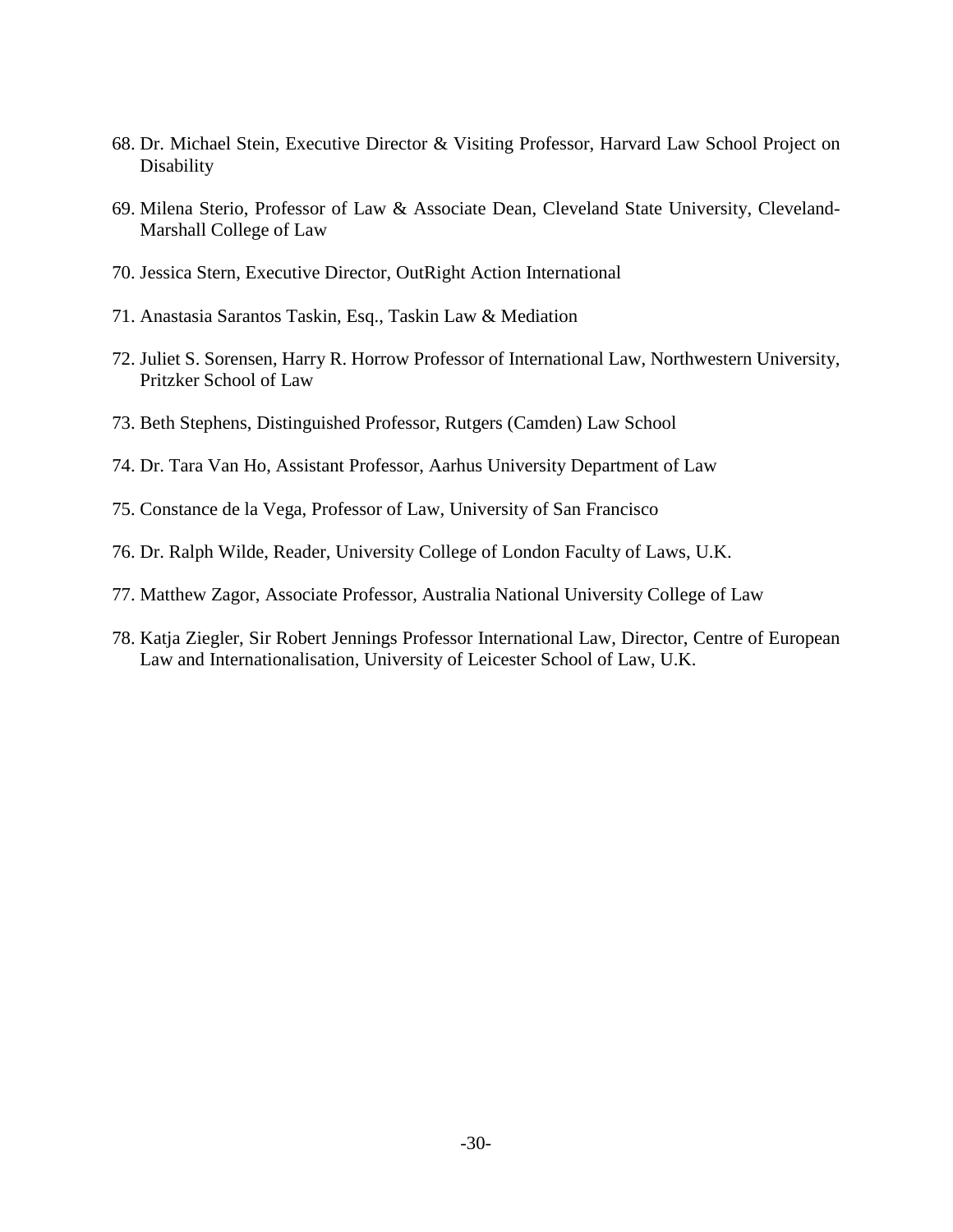68. Dr. Michael Stein, Executive Director & Visiting Professor, Harvard Law School Project on Disability

69. Milena Sterio, Professor of Law & Associate Dean, Cleveland State University, Cleveland-Marshall College of Law

70. Jessica Stern, Executive Director, OutRight Action International

71. Anastasia Sarantos Taskin, Esq., Taskin Law & Mediation

72. Juliet S. Sorensen, Harry R. Horrow Professor of International Law, Northwestern University, Pritzker School of Law

73. Beth Stephens, Distinguished Professor, Rutgers (Camden) Law School

74. Dr. Tara Van Ho, Assistant Professor, Aarhus University Department of Law

75. Constance de la Vega, Professor of Law, University of San Francisco

76. Dr. Ralph Wilde, Reader, University College of London Faculty of Laws, U.K.

77. Matthew Zagor, Associate Professor, Australia National University College of Law

78. Katja Ziegler, Sir Robert Jennings Professor International Law, Director, Centre of European Law and Internationalisation, University of Leicester School of Law, U.K.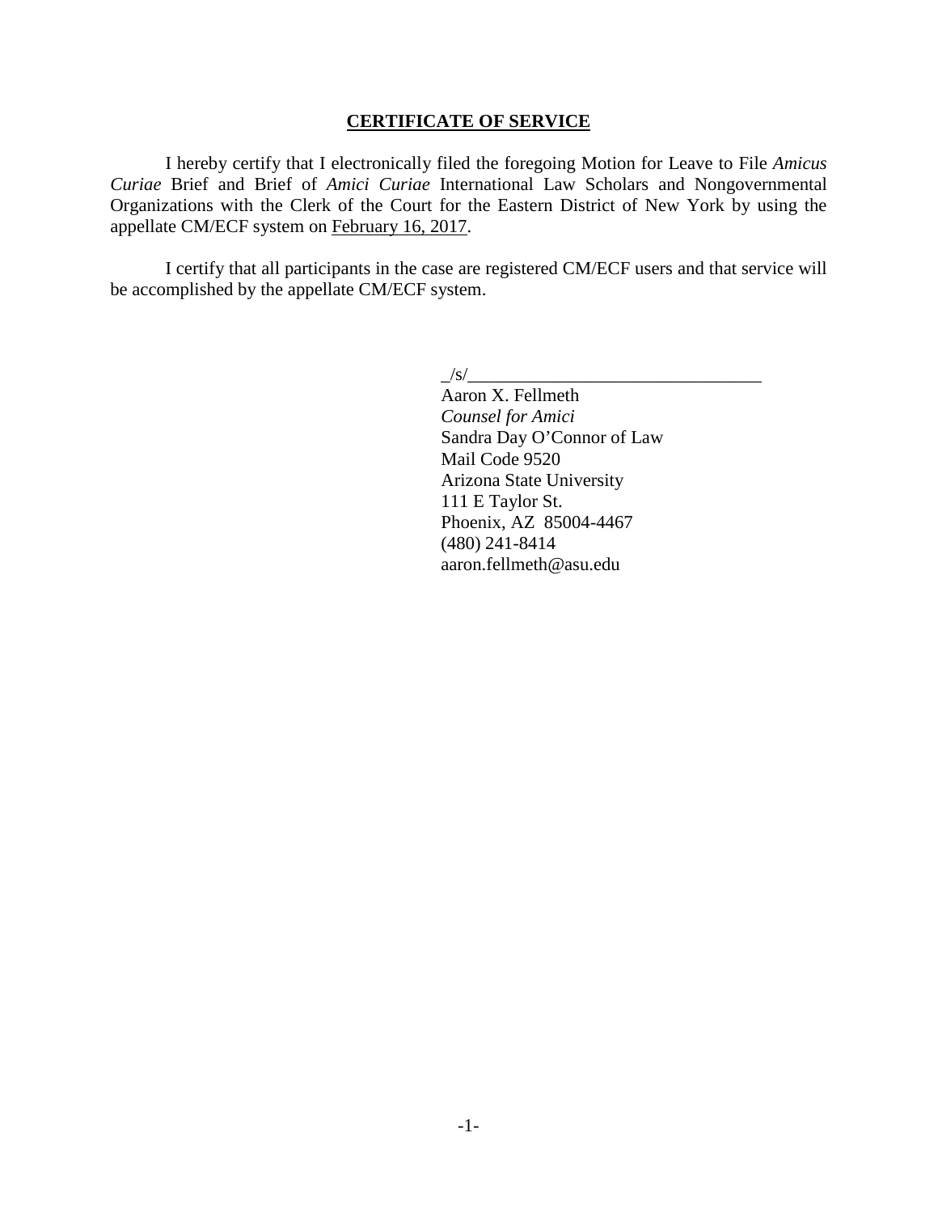**CERTIFICATE OF SERVICE**

I hereby certify that I electronically filed the foregoing Motion for Leave to File *Amicus Curiae* Brief and Brief of *Amici Curiae* International Law Scholars and Nongovernmental Organizations with the Clerk of the Court for the Eastern District of New York by using the appellate CM/ECF system on February 16, 2017.

I certify that all participants in the case are registered CM/ECF users and that service will be accomplished by the appellate CM/ECF system.

_/s/________________________________  
Aaron X. Fellmeth  
*Counsel for Amici*  
Sandra Day O'Connor of Law  
Mail Code 9520  
Arizona State University  
111 E Taylor St.  
Phoenix, AZ 85004-4467  
(480) 241-8414  
aaron.fellmeth@asu.edu